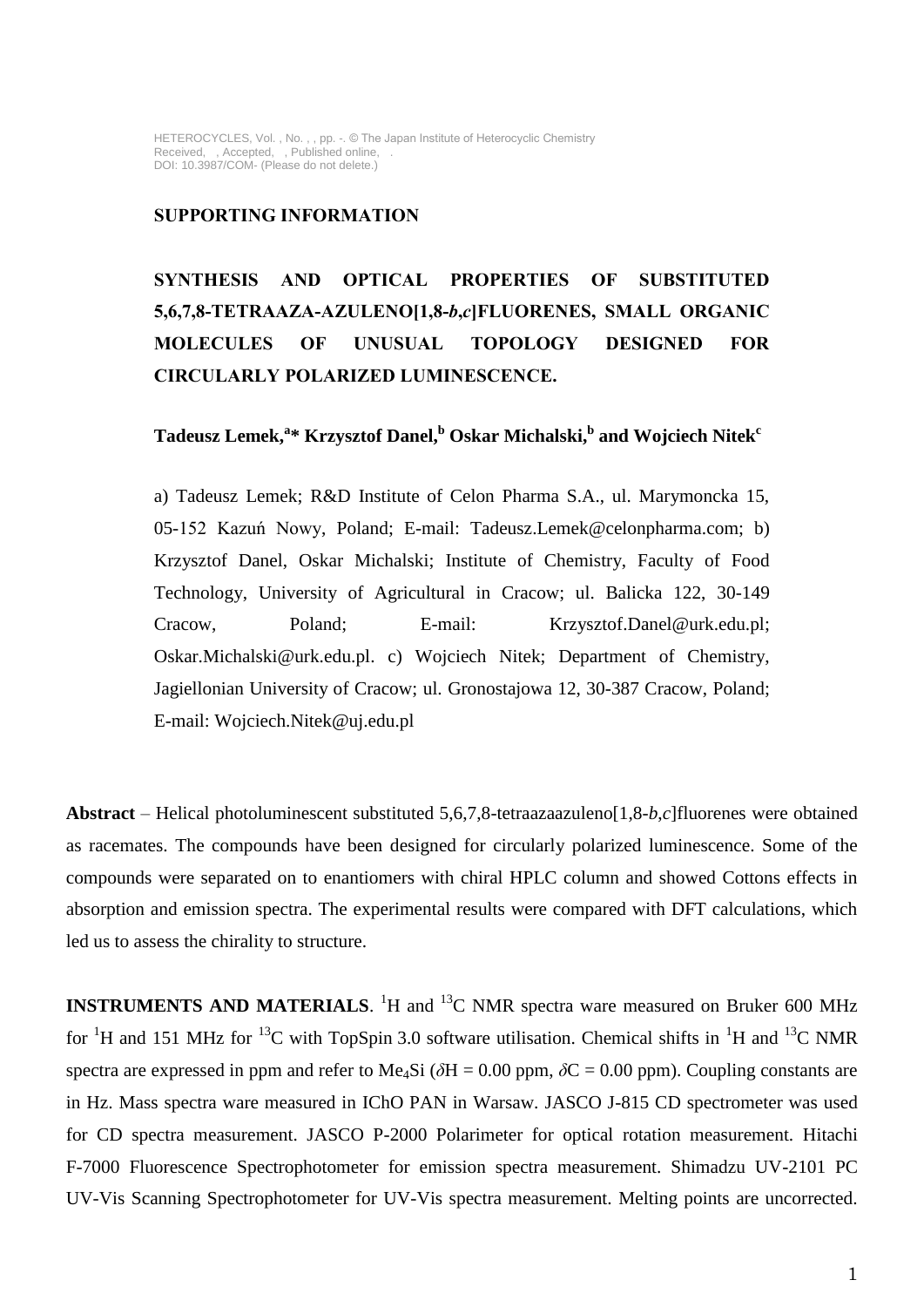SUPPORTING INFORMATION

# SYNTHESIS AND OPTICAL PROPERTIES OF SUBSTITUTED 5,6,7,8-TETRAAZA-AZULENO[1,8-*b*,*c*]FLUORENES, SMALL ORGANIC MOLECULES OF UNUSUAL TOPOLOGY DESIGNED FOR CIRCULARLY POLARIZED LUMINESCENCE.

**Tadeusz Lemek,[a]\* Krzysztof Danel,[b] Oskar Michalski,[b] and Wojciech Nitek[c]**

a) Tadeusz Lemek; R&D Institute of Celon Pharma S.A., ul. Marymoncka 15, 05-152 Kazuń Nowy, Poland; E-mail: Tadeusz.Lemek@celonpharma.com; b) Krzysztof Danel, Oskar Michalski; Institute of Chemistry, Faculty of Food Technology, University of Agricultural in Cracow; ul. Balicka 122, 30-149 Cracow, Poland; E-mail: Krzysztof.Danel@urk.edu.pl; Oskar.Michalski@urk.edu.pl. c) Wojciech Nitek; Department of Chemistry, Jagiellonian University of Cracow; ul. Gronostajowa 12, 30-387 Cracow, Poland; E-mail: Wojciech.Nitek@uj.edu.pl

**Abstract** – Helical photoluminescent substituted 5,6,7,8-tetraazaazuleno[1,8-*b*,*c*]fluorenes were obtained as racemates. The compounds have been designed for circularly polarized luminescence. Some of the compounds were separated on to enantiomers with chiral HPLC column and showed Cottons effects in absorption and emission spectra. The experimental results were compared with DFT calculations, which led us to assess the chirality to structure.

**INSTRUMENTS AND MATERIALS**. $^{1}$H and $^{13}$C NMR spectra ware measured on Bruker 600 MHz for $^{1}$H and 151 MHz for $^{13}$C with TopSpin 3.0 software utilisation. Chemical shifts in $^{1}$H and $^{13}$C NMR spectra are expressed in ppm and refer to $Me_4Si$ ($\delta$H = 0.00 ppm, $\delta$C = 0.00 ppm). Coupling constants are in Hz. Mass spectra ware measured in IChO PAN in Warsaw. JASCO J-815 CD spectrometer was used for CD spectra measurement. JASCO P-2000 Polarimeter for optical rotation measurement. Hitachi F-7000 Fluorescence Spectrophotometer for emission spectra measurement. Shimadzu UV-2101 PC UV-Vis Scanning Spectrophotometer for UV-Vis spectra measurement. Melting points are uncorrected.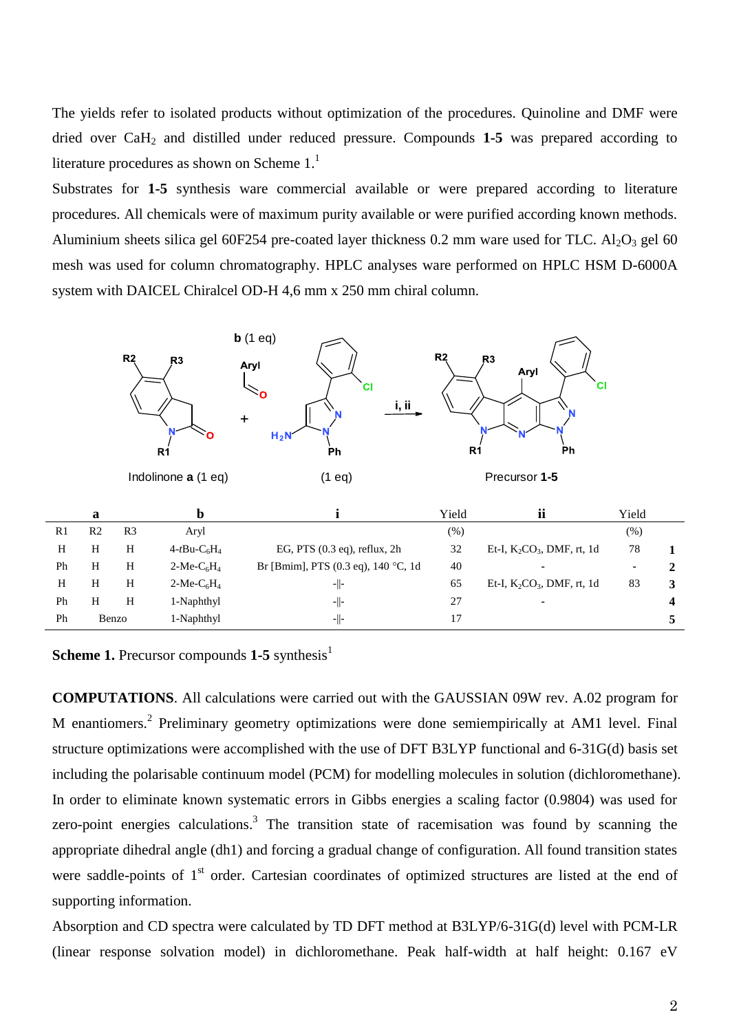The yields refer to isolated products without optimization of the procedures. Quinoline and DMF were dried over $CaH_2$ and distilled under reduced pressure. Compounds **1-5** was prepared according to literature procedures as shown on Scheme 1.[1]

Substrates for **1-5** synthesis ware commercial available or were prepared according to literature procedures. All chemicals were of maximum purity available or were purified according known methods. Aluminium sheets silica gel 60F254 pre-coated layer thickness 0.2 mm ware used for TLC. $Al_2O_3$ gel 60 mesh was used for column chromatography. HPLC analyses ware performed on HPLC HSM D-6000A system with DAICEL Chiralcel OD-H 4,6 mm x 250 mm chiral column.

| a | | | b | i | Yield | ii | Yield | |
|---|---|---|---|---|---|---|---|---|
| R1 | R2 | R3 | Aryl | | (%) | | (%) | |
| H | H | H | 4-*t*Bu-$C_6H_4$ | EG, PTS (0.3 eq), reflux, 2h | 32 | Et-I, $K_2CO_3$, DMF, rt, 1d | 78 | **1** |
| Ph | H | H | 2-Me-$C_6H_4$ | Br [Bmim], PTS (0.3 eq), 140 °C, 1d | 40 | - | - | **2** |
| H | H | H | 2-Me-$C_6H_4$ | -‖- | 65 | Et-I, $K_2CO_3$, DMF, rt, 1d | 83 | **3** |
| Ph | H | H | 1-Naphthyl | -‖- | 27 | - | | **4** |
| Ph | Benzo | | 1-Naphthyl | -‖- | 17 | | | **5** |

**Scheme 1.** Precursor compounds **1-5** synthesis[1]

**COMPUTATIONS**. All calculations were carried out with the GAUSSIAN 09W rev. A.02 program for M enantiomers.[2] Preliminary geometry optimizations were done semiempirically at AM1 level. Final structure optimizations were accomplished with the use of DFT B3LYP functional and 6-31G(d) basis set including the polarisable continuum model (PCM) for modelling molecules in solution (dichloromethane). In order to eliminate known systematic errors in Gibbs energies a scaling factor (0.9804) was used for zero-point energies calculations.[3] The transition state of racemisation was found by scanning the appropriate dihedral angle (dh1) and forcing a gradual change of configuration. All found transition states were saddle-points of 1[st] order. Cartesian coordinates of optimized structures are listed at the end of supporting information.

Absorption and CD spectra were calculated by TD DFT method at B3LYP/6-31G(d) level with PCM-LR (linear response solvation model) in dichloromethane. Peak half-width at half height: 0.167 eV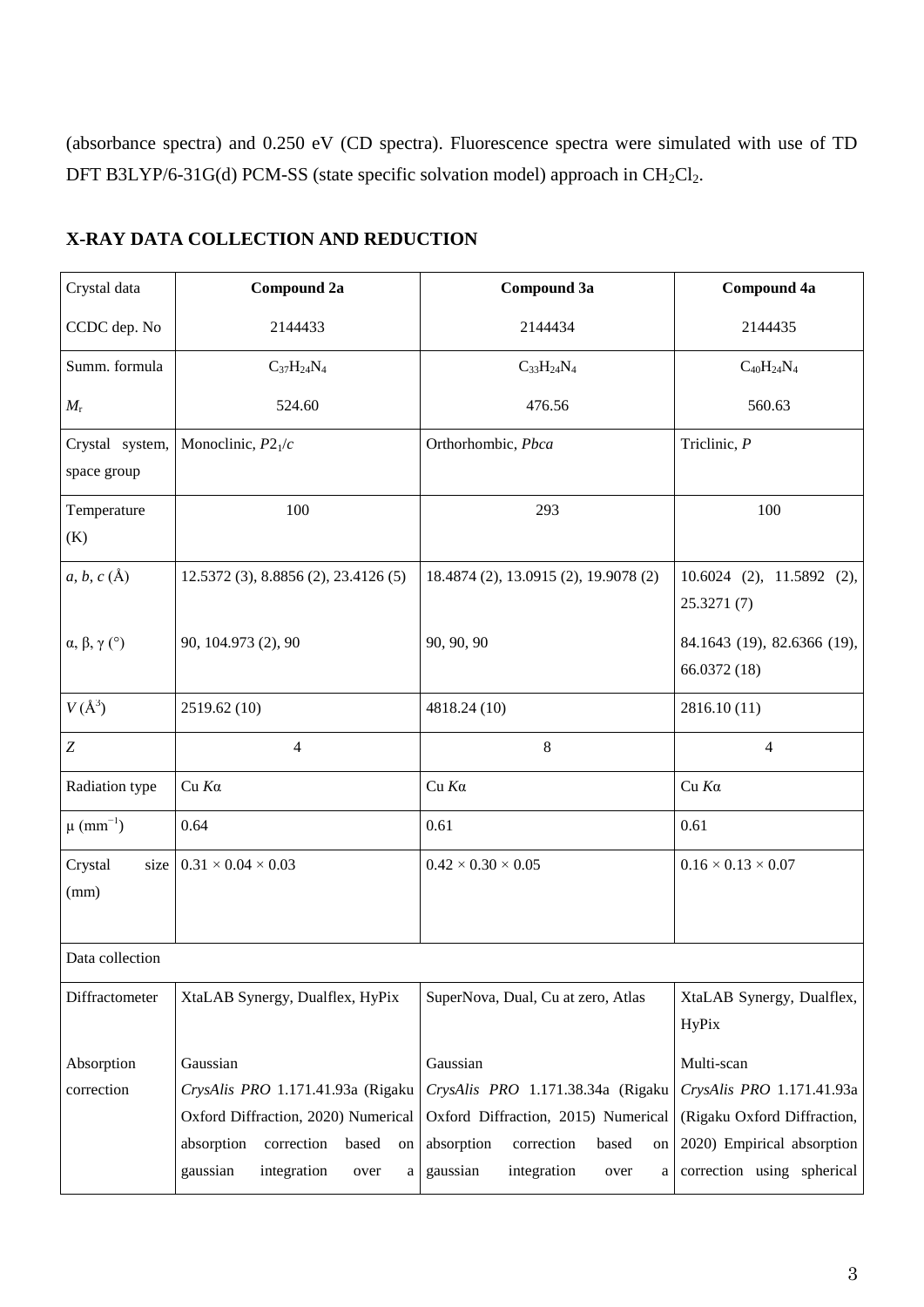(absorbance spectra) and 0.250 eV (CD spectra). Fluorescence spectra were simulated with use of TD DFT B3LYP/6-31G(d) PCM-SS (state specific solvation model) approach in $CH_2Cl_2$.

## X-RAY DATA COLLECTION AND REDUCTION

| Crystal data | Compound 2a | Compound 3a | Compound 4a |
|---|---|---|---|
| CCDC dep. No | 2144433 | 2144434 | 2144435 |
| Summ. formula | $C_{37}H_{24}N_4$ | $C_{33}H_{24}N_4$ | $C_{40}H_{24}N_4$ |
| $M_r$ | 524.60 | 476.56 | 560.63 |
| Crystal system, space group | Monoclinic, $P2_1/c$ | Orthorhombic, *Pbca* | Triclinic, *P* |
| Temperature (K) | 100 | 293 | 100 |
| *a*, *b*, *c* (Å) | 12.5372 (3), 8.8856 (2), 23.4126 (5) | 18.4874 (2), 13.0915 (2), 19.9078 (2) | 10.6024 (2), 11.5892 (2), 25.3271 (7) |
| α, β, γ (°) | 90, 104.973 (2), 90 | 90, 90, 90 | 84.1643 (19), 82.6366 (19), 66.0372 (18) |
| $V$ (Å$^3$) | 2519.62 (10) | 4818.24 (10) | 2816.10 (11) |
| *Z* | 4 | 8 | 4 |
| Radiation type | Cu *K*α | Cu *K*α | Cu *K*α |
| μ (mm$^{-1}$) | 0.64 | 0.61 | 0.61 |
| Crystal size (mm) | 0.31 × 0.04 × 0.03 | 0.42 × 0.30 × 0.05 | 0.16 × 0.13 × 0.07 |
| Data collection | | | |
| Diffractometer | XtaLAB Synergy, Dualflex, HyPix | SuperNova, Dual, Cu at zero, Atlas | XtaLAB Synergy, Dualflex, HyPix |
| Absorption correction | Gaussian *CrysAlis PRO* 1.171.41.93a (Rigaku Oxford Diffraction, 2020) Numerical absorption correction based on gaussian integration over a | Gaussian *CrysAlis PRO* 1.171.38.34a (Rigaku Oxford Diffraction, 2015) Numerical absorption correction based on gaussian integration over a | Multi-scan *CrysAlis PRO* 1.171.41.93a (Rigaku Oxford Diffraction, 2020) Empirical absorption correction using spherical |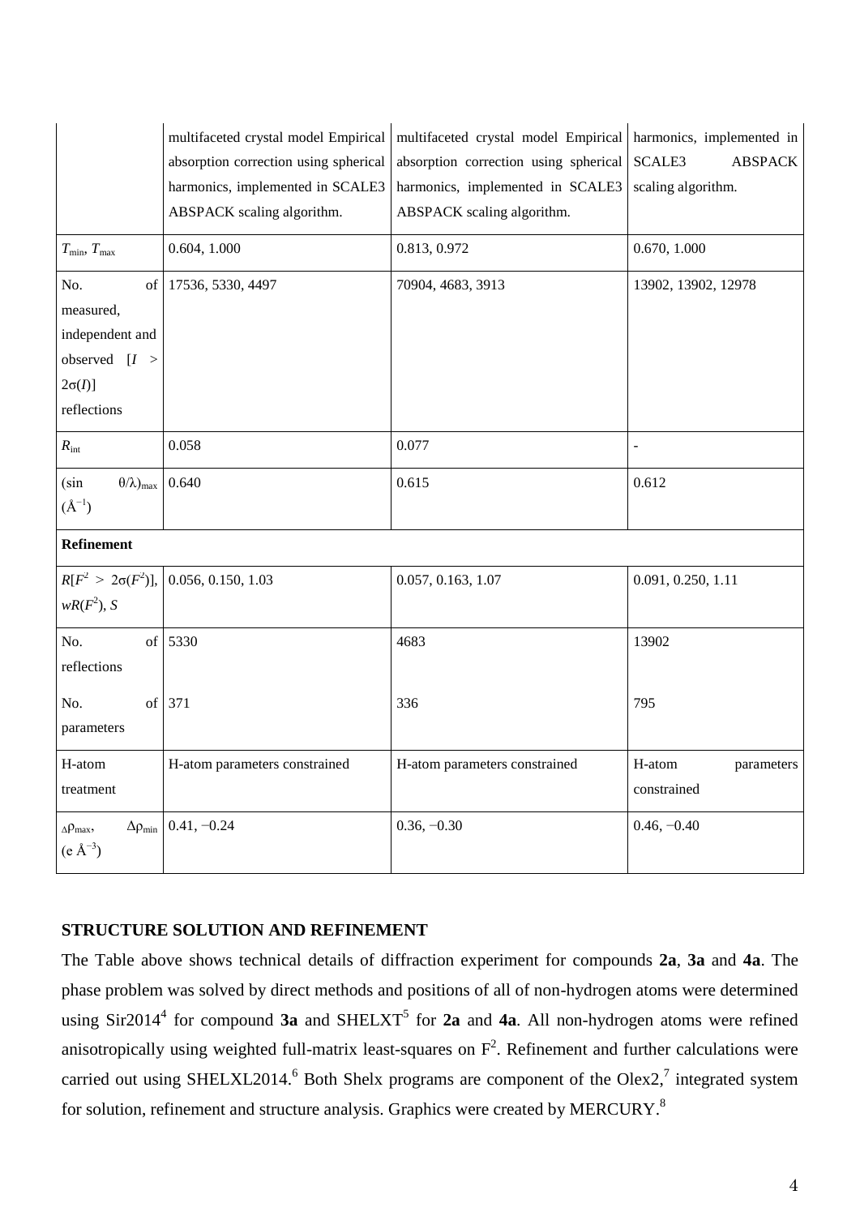| | multifaceted crystal model Empirical absorption correction using spherical harmonics, implemented in SCALE3 ABSPACK scaling algorithm. | multifaceted crystal model Empirical absorption correction using spherical harmonics, implemented in SCALE3 ABSPACK scaling algorithm. | harmonics, implemented in SCALE3 ABSPACK scaling algorithm. |
|---|---|---|---|
| $T_{min}$, $T_{max}$ | 0.604, 1.000 | 0.813, 0.972 | 0.670, 1.000 |
| No. of measured, independent and observed [$I > 2\sigma(I)$] reflections | 17536, 5330, 4497 | 70904, 4683, 3913 | 13902, 13902, 12978 |
| $R_{int}$ | 0.058 | 0.077 | - |
| $(\sin \theta/\lambda)_{max}$ ($Å^{-1}$) | 0.640 | 0.615 | 0.612 |
| **Refinement** | | | |
| $R[F^2 > 2\sigma(F^2)]$, $wR(F^2)$, $S$ | 0.056, 0.150, 1.03 | 0.057, 0.163, 1.07 | 0.091, 0.250, 1.11 |
| No. of reflections | 5330 | 4683 | 13902 |
| No. of parameters | 371 | 336 | 795 |
| H-atom treatment | H-atom parameters constrained | H-atom parameters constrained | H-atom parameters constrained |
| $\Delta\rho_{max}$, $\Delta\rho_{min}$ (e $Å^{-3}$) | 0.41, −0.24 | 0.36, −0.30 | 0.46, −0.40 |

## STRUCTURE SOLUTION AND REFINEMENT

The Table above shows technical details of diffraction experiment for compounds **2a**, **3a** and **4a**. The phase problem was solved by direct methods and positions of all of non-hydrogen atoms were determined using Sir2014[4] for compound **3a** and SHELXT[5] for **2a** and **4a**. All non-hydrogen atoms were refined anisotropically using weighted full-matrix least-squares on $F^2$. Refinement and further calculations were carried out using SHELXL2014.[6] Both Shelx programs are component of the Olex2,[7] integrated system for solution, refinement and structure analysis. Graphics were created by MERCURY.[8]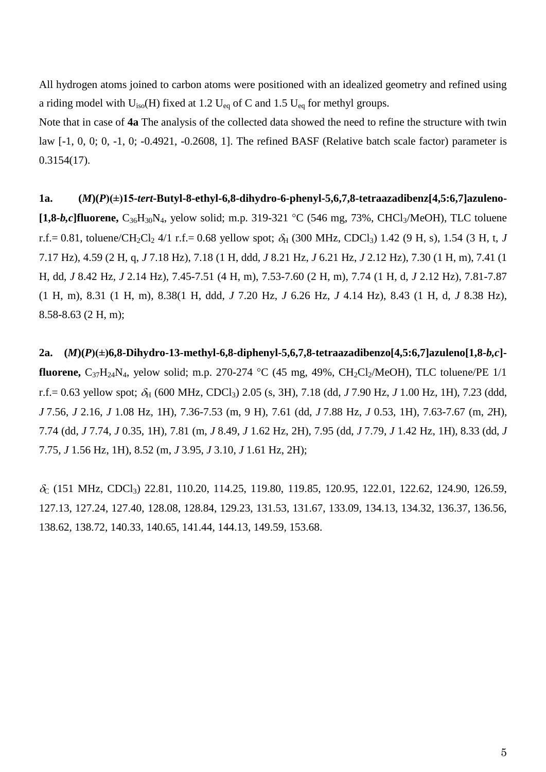All hydrogen atoms joined to carbon atoms were positioned with an idealized geometry and refined using a riding model with $U_{iso}$(H) fixed at 1.2 $U_{eq}$ of C and 1.5 $U_{eq}$ for methyl groups.

Note that in case of **4a** The analysis of the collected data showed the need to refine the structure with twin law [-1, 0, 0; 0, -1, 0; -0.4921, -0.2608, 1]. The refined BASF (Relative batch scale factor) parameter is 0.3154(17).

**1a. (*M*)(*P*)(±)15-*tert*-Butyl-8-ethyl-6,8-dihydro-6-phenyl-5,6,7,8-tetraazadibenz[4,5:6,7]azuleno-[1,8-*b,c*]fluorene,** $C_{36}H_{30}N_4$, yelow solid; m.p. 319-321 °C (546 mg, 73%, $CHCl_3$/MeOH), TLC toluene r.f.= 0.81, toluene/$CH_2Cl_2$ 4/1 r.f.= 0.68 yellow spot; $\delta_H$ (300 MHz, $CDCl_3$) 1.42 (9 H, s), 1.54 (3 H, t, *J* 7.17 Hz), 4.59 (2 H, q, *J* 7.18 Hz), 7.18 (1 H, ddd, *J* 8.21 Hz, *J* 6.21 Hz, *J* 2.12 Hz), 7.30 (1 H, m), 7.41 (1 H, dd, *J* 8.42 Hz, *J* 2.14 Hz), 7.45-7.51 (4 H, m), 7.53-7.60 (2 H, m), 7.74 (1 H, d, *J* 2.12 Hz), 7.81-7.87 (1 H, m), 8.31 (1 H, m), 8.38(1 H, ddd, *J* 7.20 Hz, *J* 6.26 Hz, *J* 4.14 Hz), 8.43 (1 H, d, *J* 8.38 Hz), 8.58-8.63 (2 H, m);

**2a. (*M*)(*P*)(±)6,8-Dihydro-13-methyl-6,8-diphenyl-5,6,7,8-tetraazadibenzo[4,5:6,7]azuleno[1,8-*b,c*]-fluorene,** $C_{37}H_{24}N_4$, yelow solid; m.p. 270-274 °C (45 mg, 49%, $CH_2Cl_2$/MeOH), TLC toluene/PE 1/1 r.f.= 0.63 yellow spot; $\delta_H$ (600 MHz, $CDCl_3$) 2.05 (s, 3H), 7.18 (dd, *J* 7.90 Hz, *J* 1.00 Hz, 1H), 7.23 (ddd, *J* 7.56, *J* 2.16, *J* 1.08 Hz, 1H), 7.36-7.53 (m, 9 H), 7.61 (dd, *J* 7.88 Hz, *J* 0.53, 1H), 7.63-7.67 (m, 2H), 7.74 (dd, *J* 7.74, *J* 0.35, 1H), 7.81 (m, *J* 8.49, *J* 1.62 Hz, 2H), 7.95 (dd, *J* 7.79, *J* 1.42 Hz, 1H), 8.33 (dd, *J* 7.75, *J* 1.56 Hz, 1H), 8.52 (m, *J* 3.95, *J* 3.10, *J* 1.61 Hz, 2H);

$\delta_C$ (151 MHz, $CDCl_3$) 22.81, 110.20, 114.25, 119.80, 119.85, 120.95, 122.01, 122.62, 124.90, 126.59, 127.13, 127.24, 127.40, 128.08, 128.84, 129.23, 131.53, 131.67, 133.09, 134.13, 134.32, 136.37, 136.56, 138.62, 138.72, 140.33, 140.65, 141.44, 144.13, 149.59, 153.68.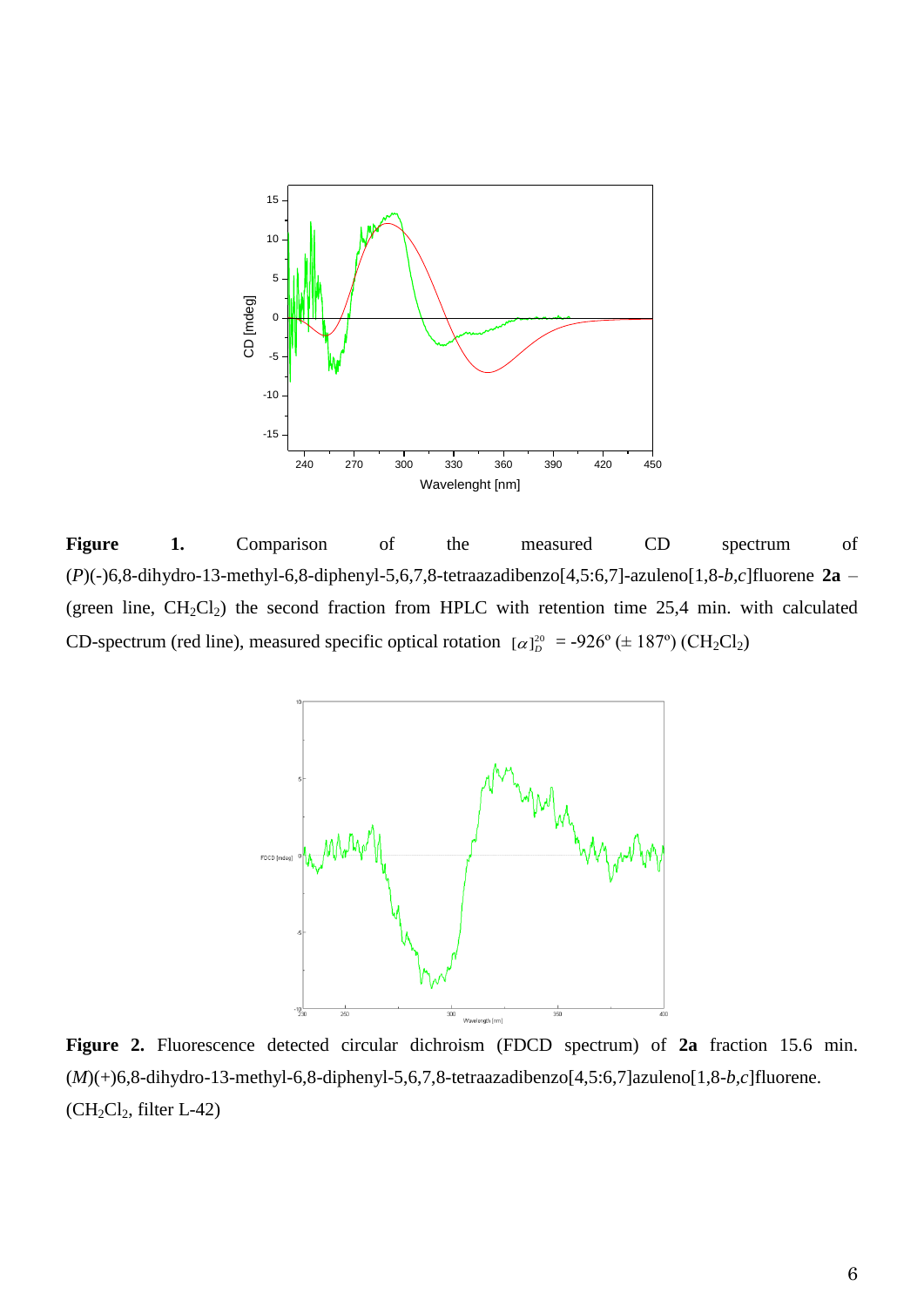**Figure 1.** Comparison of the measured CD spectrum of (*P*)(-)6,8-dihydro-13-methyl-6,8-diphenyl-5,6,7,8-tetraazadibenzo[4,5:6,7]-azuleno[1,8-*b*,*c*]fluorene **2a** – (green line, $CH_2Cl_2$) the second fraction from HPLC with retention time 25,4 min. with calculated CD-spectrum (red line), measured specific optical rotation $[\alpha]_D^{20}$ = -926º (± 187º) ($CH_2Cl_2$)

**Figure 2.** Fluorescence detected circular dichroism (FDCD spectrum) of **2a** fraction 15.6 min. (*M*)(+)6,8-dihydro-13-methyl-6,8-diphenyl-5,6,7,8-tetraazadibenzo[4,5:6,7]azuleno[1,8-*b*,*c*]fluorene. ($CH_2Cl_2$, filter L-42)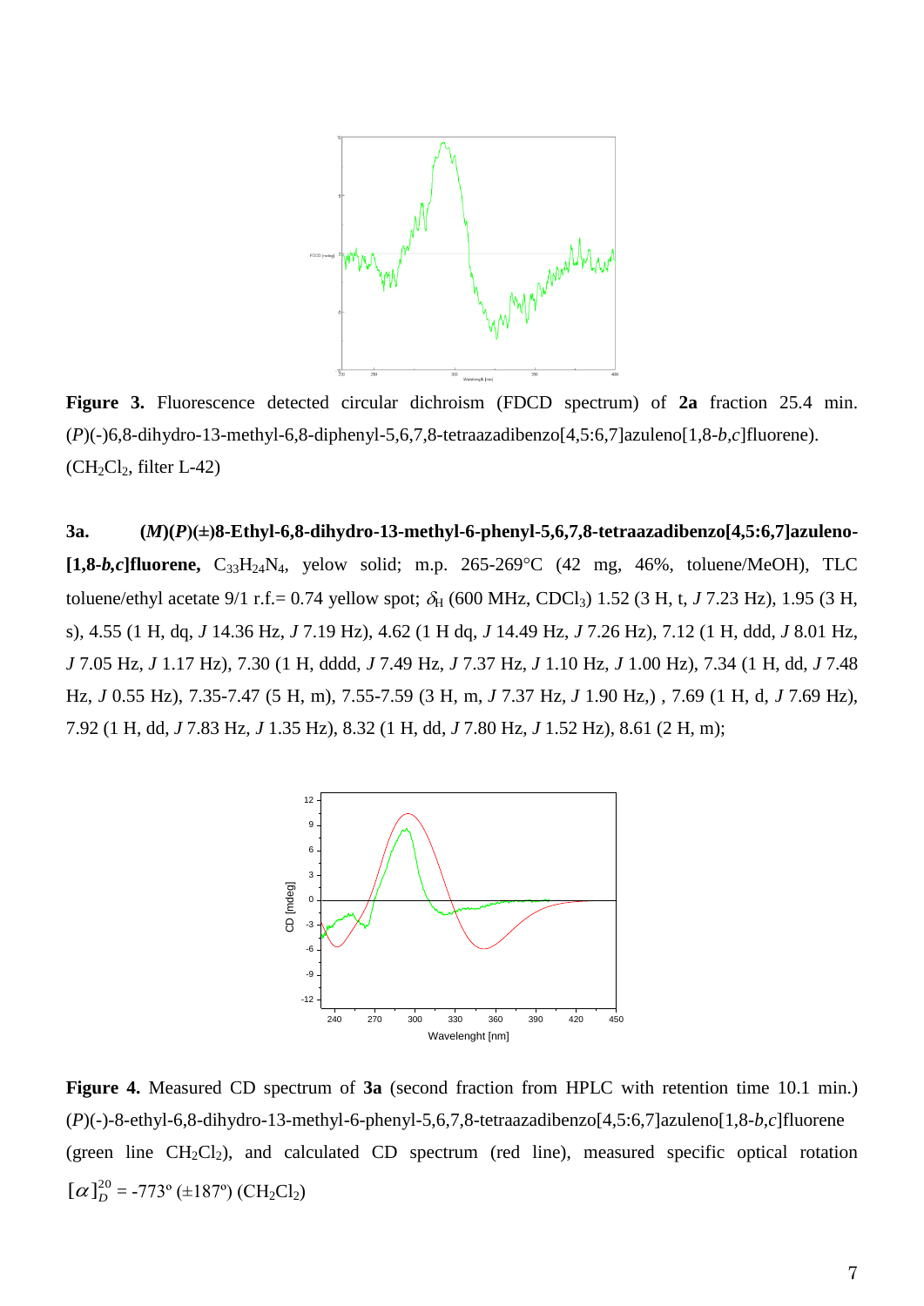**Figure 3.** Fluorescence detected circular dichroism (FDCD spectrum) of **2a** fraction 25.4 min. (*P*)(-)6,8-dihydro-13-methyl-6,8-diphenyl-5,6,7,8-tetraazadibenzo[4,5:6,7]azuleno[1,8-*b*,*c*]fluorene). ($CH_2Cl_2$, filter L-42)

**3a.** **(*M*)(*P*)(±)8-Ethyl-6,8-dihydro-13-methyl-6-phenyl-5,6,7,8-tetraazadibenzo[4,5:6,7]azuleno-[1,8-*b*,*c*]fluorene,** $C_{33}H_{24}N_4$, yelow solid; m.p. 265-269°C (42 mg, 46%, toluene/MeOH), TLC toluene/ethyl acetate 9/1 r.f.= 0.74 yellow spot; $\delta_H$ (600 MHz, $CDCl_3$) 1.52 (3 H, t, *J* 7.23 Hz), 1.95 (3 H, s), 4.55 (1 H, dq, *J* 14.36 Hz, *J* 7.19 Hz), 4.62 (1 H dq, *J* 14.49 Hz, *J* 7.26 Hz), 7.12 (1 H, ddd, *J* 8.01 Hz, *J* 7.05 Hz, *J* 1.17 Hz), 7.30 (1 H, dddd, *J* 7.49 Hz, *J* 7.37 Hz, *J* 1.10 Hz, *J* 1.00 Hz), 7.34 (1 H, dd, *J* 7.48 Hz, *J* 0.55 Hz), 7.35-7.47 (5 H, m), 7.55-7.59 (3 H, m, *J* 7.37 Hz, *J* 1.90 Hz,) , 7.69 (1 H, d, *J* 7.69 Hz), 7.92 (1 H, dd, *J* 7.83 Hz, *J* 1.35 Hz), 8.32 (1 H, dd, *J* 7.80 Hz, *J* 1.52 Hz), 8.61 (2 H, m);

**Figure 4.** Measured CD spectrum of **3a** (second fraction from HPLC with retention time 10.1 min.) (*P*)(-)-8-ethyl-6,8-dihydro-13-methyl-6-phenyl-5,6,7,8-tetraazadibenzo[4,5:6,7]azuleno[1,8-*b*,*c*]fluorene (green line $CH_2Cl_2$), and calculated CD spectrum (red line), measured specific optical rotation $[\alpha]_D^{20}$ = -773° (±187°) ($CH_2Cl_2$)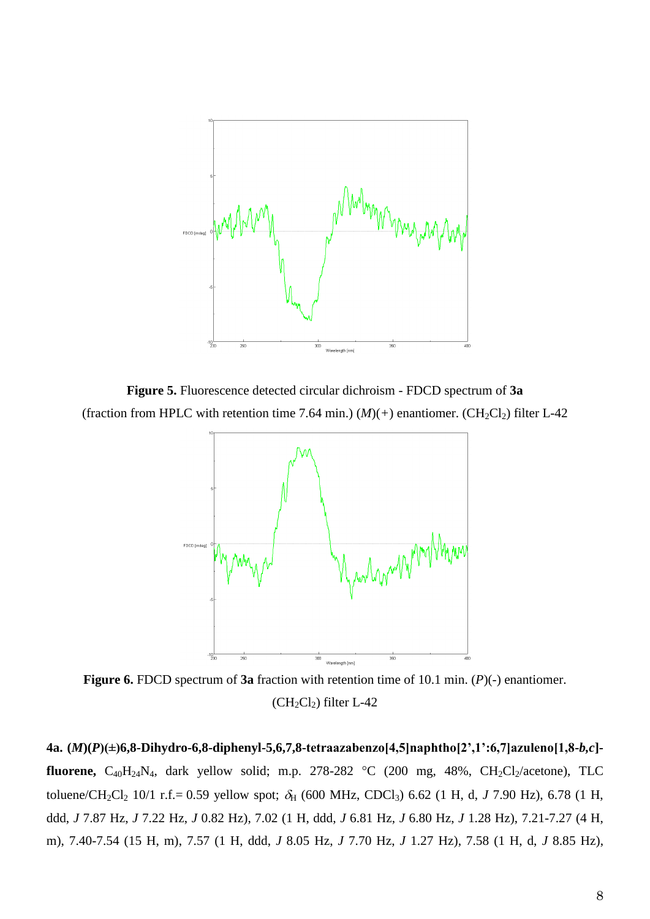**Figure 5.** Fluorescence detected circular dichroism - FDCD spectrum of **3a** (fraction from HPLC with retention time 7.64 min.) (*M*)(+) enantiomer. ($CH_2Cl_2$) filter L-42

**Figure 6.** FDCD spectrum of **3a** fraction with retention time of 10.1 min. (*P*)(-) enantiomer. ($CH_2Cl_2$) filter L-42

**4a. (*M*)(*P*)(±)6,8-Dihydro-6,8-diphenyl-5,6,7,8-tetraazabenzo[4,5]naphtho[2',1':6,7]azuleno[1,8-*b,c*]-fluorene,** $C_{40}H_{24}N_4$, dark yellow solid; m.p. 278-282 °C (200 mg, 48%, $CH_2Cl_2$/acetone), TLC toluene/$CH_2Cl_2$ 10/1 r.f.= 0.59 yellow spot; $\delta_H$ (600 MHz, $CDCl_3$) 6.62 (1 H, d, *J* 7.90 Hz), 6.78 (1 H, ddd, *J* 7.87 Hz, *J* 7.22 Hz, *J* 0.82 Hz), 7.02 (1 H, ddd, *J* 6.81 Hz, *J* 6.80 Hz, *J* 1.28 Hz), 7.21-7.27 (4 H, m), 7.40-7.54 (15 H, m), 7.57 (1 H, ddd, *J* 8.05 Hz, *J* 7.70 Hz, *J* 1.27 Hz), 7.58 (1 H, d, *J* 8.85 Hz),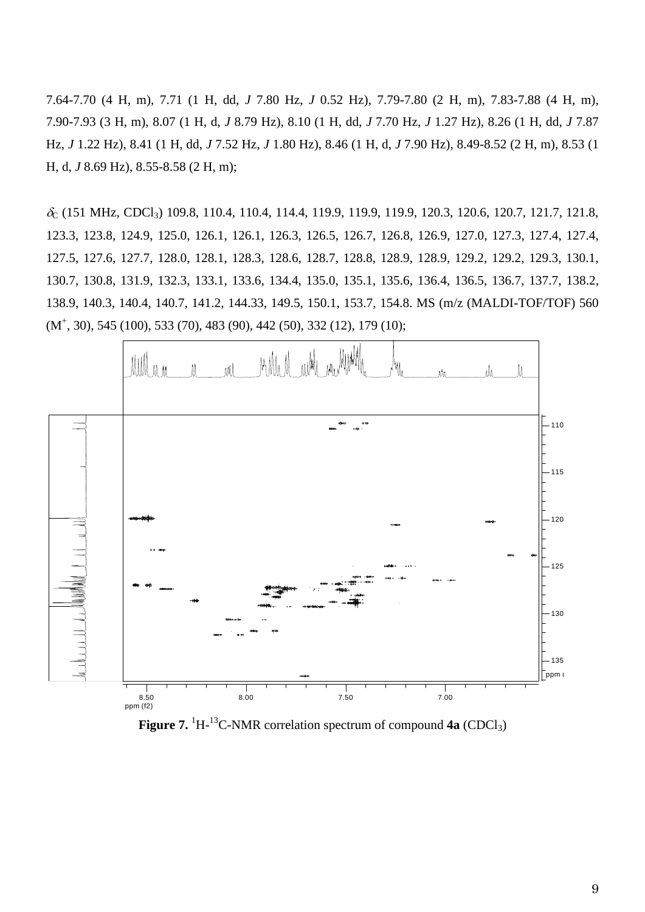7.64-7.70 (4 H, m), 7.71 (1 H, dd, *J* 7.80 Hz, *J* 0.52 Hz), 7.79-7.80 (2 H, m), 7.83-7.88 (4 H, m), 7.90-7.93 (3 H, m), 8.07 (1 H, d, *J* 8.79 Hz), 8.10 (1 H, dd, *J* 7.70 Hz, *J* 1.27 Hz), 8.26 (1 H, dd, *J* 7.87 Hz, *J* 1.22 Hz), 8.41 (1 H, dd, *J* 7.52 Hz, *J* 1.80 Hz), 8.46 (1 H, d, *J* 7.90 Hz), 8.49-8.52 (2 H, m), 8.53 (1 H, d, *J* 8.69 Hz), 8.55-8.58 (2 H, m);

$\delta_C$ (151 MHz, $CDCl_3$) 109.8, 110.4, 110.4, 114.4, 119.9, 119.9, 119.9, 120.3, 120.6, 120.7, 121.7, 121.8, 123.3, 123.8, 124.9, 125.0, 126.1, 126.1, 126.3, 126.5, 126.7, 126.8, 126.9, 127.0, 127.3, 127.4, 127.4, 127.5, 127.6, 127.7, 128.0, 128.1, 128.3, 128.6, 128.7, 128.8, 128.9, 128.9, 129.2, 129.2, 129.3, 130.1, 130.7, 130.8, 131.9, 132.3, 133.1, 133.6, 134.4, 135.0, 135.1, 135.6, 136.4, 136.5, 136.7, 137.7, 138.2, 138.9, 140.3, 140.4, 140.7, 141.2, 144.33, 149.5, 150.1, 153.7, 154.8. MS (m/z (MALDI-TOF/TOF) 560 ($M^+$, 30), 545 (100), 533 (70), 483 (90), 442 (50), 332 (12), 179 (10);

**Figure 7.** $^1H$-$^{13}C$-NMR correlation spectrum of compound **4a** ($CDCl_3$)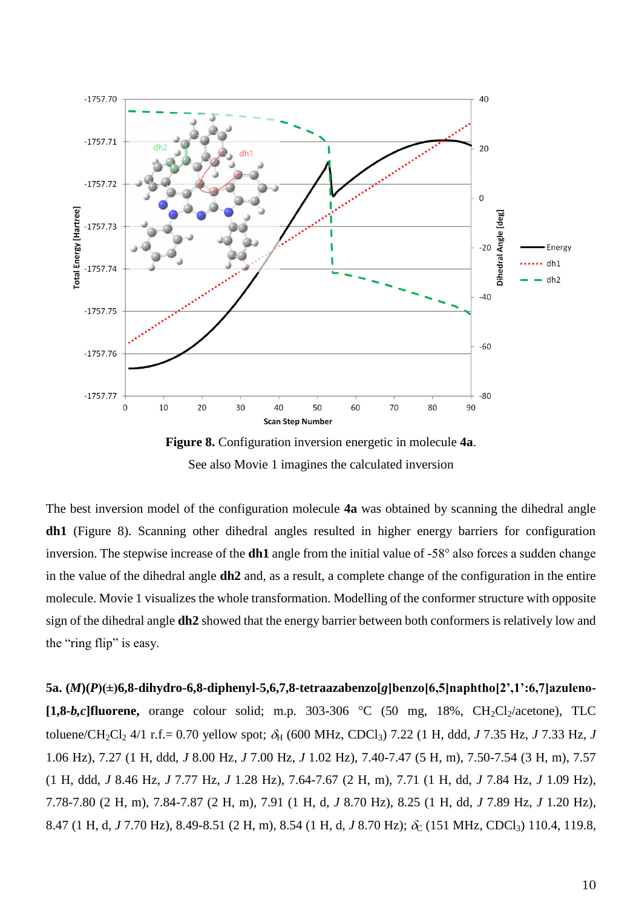**Figure 8.** Configuration inversion energetic in molecule **4a**.

See also Movie 1 imagines the calculated inversion

The best inversion model of the configuration molecule **4a** was obtained by scanning the dihedral angle **dh1** (Figure 8). Scanning other dihedral angles resulted in higher energy barriers for configuration inversion. The stepwise increase of the **dh1** angle from the initial value of -58° also forces a sudden change in the value of the dihedral angle **dh2** and, as a result, a complete change of the configuration in the entire molecule. Movie 1 visualizes the whole transformation. Modelling of the conformer structure with opposite sign of the dihedral angle **dh2** showed that the energy barrier between both conformers is relatively low and the "ring flip" is easy.

**5a. (*M*)(*P*)(±)6,8-dihydro-6,8-diphenyl-5,6,7,8-tetraazabenzo[*g*]benzo[6,5]naphtho[2',1':6,7]azuleno-[1,8-*b*,*c*]fluorene,** orange colour solid; m.p. 303-306 °C (50 mg, 18%, $CH_2Cl_2$/acetone), TLC toluene/$CH_2Cl_2$ 4/1 r.f.= 0.70 yellow spot; $\delta_H$ (600 MHz, $CDCl_3$) 7.22 (1 H, ddd, *J* 7.35 Hz, *J* 7.33 Hz, *J* 1.06 Hz), 7.27 (1 H, ddd, *J* 8.00 Hz, *J* 7.00 Hz, *J* 1.02 Hz), 7.40-7.47 (5 H, m), 7.50-7.54 (3 H, m), 7.57 (1 H, ddd, *J* 8.46 Hz, *J* 7.77 Hz, *J* 1.28 Hz), 7.64-7.67 (2 H, m), 7.71 (1 H, dd, *J* 7.84 Hz, *J* 1.09 Hz), 7.78-7.80 (2 H, m), 7.84-7.87 (2 H, m), 7.91 (1 H, d, *J* 8.70 Hz), 8.25 (1 H, dd, *J* 7.89 Hz, *J* 1.20 Hz), 8.47 (1 H, d, *J* 7.70 Hz), 8.49-8.51 (2 H, m), 8.54 (1 H, d, *J* 8.70 Hz); $\delta_C$ (151 MHz, $CDCl_3$) 110.4, 119.8,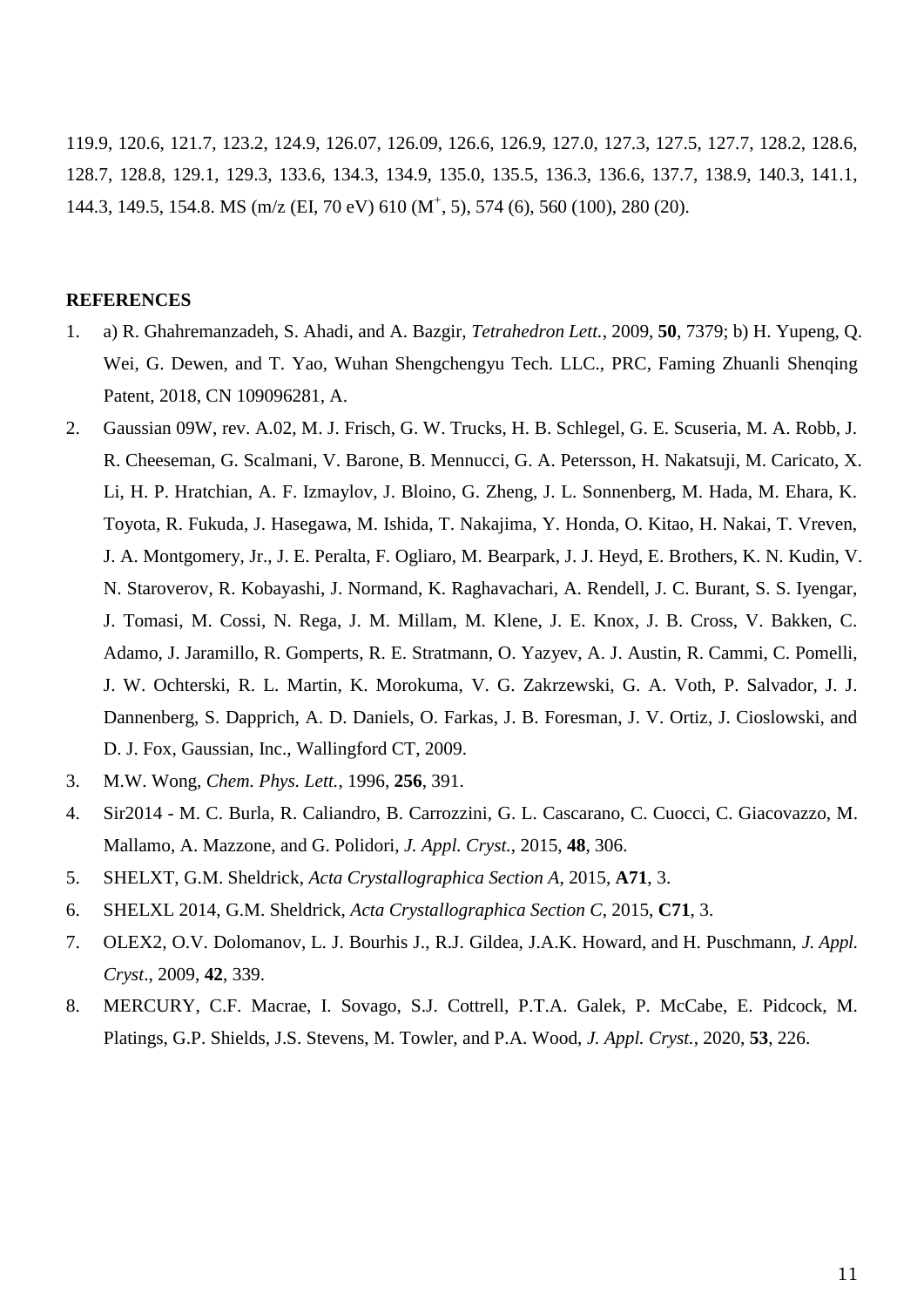119.9, 120.6, 121.7, 123.2, 124.9, 126.07, 126.09, 126.6, 126.9, 127.0, 127.3, 127.5, 127.7, 128.2, 128.6, 128.7, 128.8, 129.1, 129.3, 133.6, 134.3, 134.9, 135.0, 135.5, 136.3, 136.6, 137.7, 138.9, 140.3, 141.1, 144.3, 149.5, 154.8. MS (m/z (EI, 70 eV) 610 ($M^+$, 5), 574 (6), 560 (100), 280 (20).

**REFERENCES**

1. a) R. Ghahremanzadeh, S. Ahadi, and A. Bazgir, *Tetrahedron Lett.*, 2009, **50**, 7379; b) H. Yupeng, Q. Wei, G. Dewen, and T. Yao, Wuhan Shengchengyu Tech. LLC., PRC, Faming Zhuanli Shenqing Patent, 2018, CN 109096281, A.
2. Gaussian 09W, rev. A.02, M. J. Frisch, G. W. Trucks, H. B. Schlegel, G. E. Scuseria, M. A. Robb, J. R. Cheeseman, G. Scalmani, V. Barone, B. Mennucci, G. A. Petersson, H. Nakatsuji, M. Caricato, X. Li, H. P. Hratchian, A. F. Izmaylov, J. Bloino, G. Zheng, J. L. Sonnenberg, M. Hada, M. Ehara, K. Toyota, R. Fukuda, J. Hasegawa, M. Ishida, T. Nakajima, Y. Honda, O. Kitao, H. Nakai, T. Vreven, J. A. Montgomery, Jr., J. E. Peralta, F. Ogliaro, M. Bearpark, J. J. Heyd, E. Brothers, K. N. Kudin, V. N. Staroverov, R. Kobayashi, J. Normand, K. Raghavachari, A. Rendell, J. C. Burant, S. S. Iyengar, J. Tomasi, M. Cossi, N. Rega, J. M. Millam, M. Klene, J. E. Knox, J. B. Cross, V. Bakken, C. Adamo, J. Jaramillo, R. Gomperts, R. E. Stratmann, O. Yazyev, A. J. Austin, R. Cammi, C. Pomelli, J. W. Ochterski, R. L. Martin, K. Morokuma, V. G. Zakrzewski, G. A. Voth, P. Salvador, J. J. Dannenberg, S. Dapprich, A. D. Daniels, O. Farkas, J. B. Foresman, J. V. Ortiz, J. Cioslowski, and D. J. Fox, Gaussian, Inc., Wallingford CT, 2009.
3. M.W. Wong, *Chem. Phys. Lett.*, 1996, **256**, 391.
4. Sir2014 - M. C. Burla, R. Caliandro, B. Carrozzini, G. L. Cascarano, C. Cuocci, C. Giacovazzo, M. Mallamo, A. Mazzone, and G. Polidori, *J. Appl. Cryst.*, 2015, **48**, 306.
5. SHELXT, G.M. Sheldrick, *Acta Crystallographica Section A*, 2015, **A71**, 3.
6. SHELXL 2014, G.M. Sheldrick, *Acta Crystallographica Section C*, 2015, **C71**, 3.
7. OLEX2, O.V. Dolomanov, L. J. Bourhis J., R.J. Gildea, J.A.K. Howard, and H. Puschmann, *J. Appl. Cryst*., 2009, **42**, 339.
8. MERCURY, C.F. Macrae, I. Sovago, S.J. Cottrell, P.T.A. Galek, P. McCabe, E. Pidcock, M. Platings, G.P. Shields, J.S. Stevens, M. Towler, and P.A. Wood, *J. Appl. Cryst.*, 2020, **53**, 226.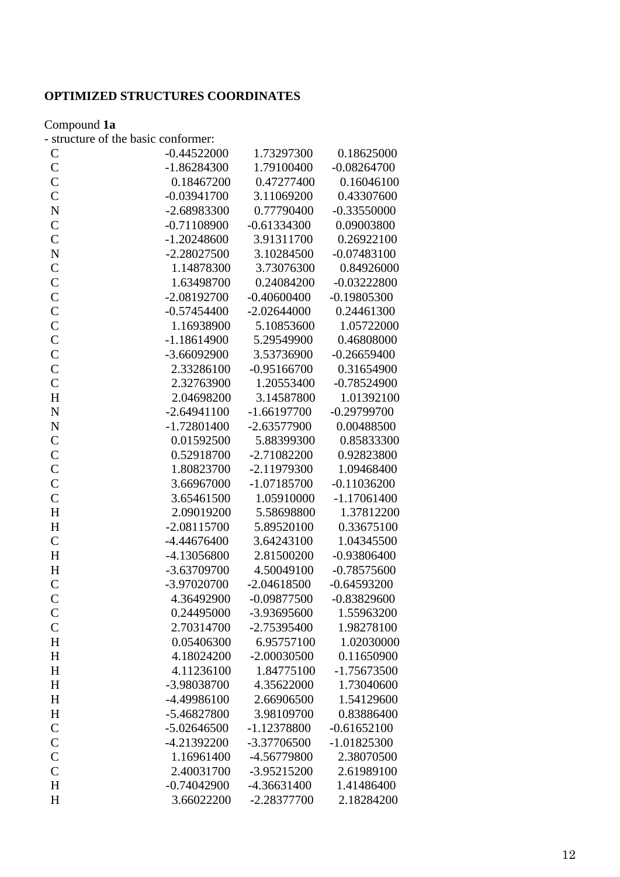**OPTIMIZED STRUCTURES COORDINATES**

Compound **1a**

- structure of the basic conformer:

```
C     -0.44522000    1.73297300    0.18625000
C     -1.86284300    1.79100400   -0.08264700
C      0.18467200    0.47277400    0.16046100
C     -0.03941700    3.11069200    0.43307600
N     -2.68983300    0.77790400   -0.33550000
C     -0.71108900   -0.61334300    0.09003800
C     -1.20248600    3.91311700    0.26922100
N     -2.28027500    3.10284500   -0.07483100
C      1.14878300    3.73076300    0.84926000
C      1.63498700    0.24084200   -0.03222800
C     -2.08192700   -0.40600400   -0.19805300
C     -0.57454400   -2.02644000    0.24461300
C      1.16938900    5.10853600    1.05722000
C     -1.18614900    5.29549900    0.46808000
C     -3.66092900    3.53736900   -0.26659400
C      2.33286100   -0.95166700    0.31654900
C      2.32763900    1.20553400   -0.78524900
H      2.04698200    3.14587800    1.01392100
N     -2.64941100   -1.66197700   -0.29799700
N     -1.72801400   -2.63577900    0.00488500
C      0.01592500    5.88399300    0.85833300
C      0.52918700   -2.71082200    0.92823800
C      1.80823700   -2.11979300    1.09468400
C      3.66967000   -1.07185700   -0.11036200
C      3.65461500    1.05910000   -1.17061400
H      2.09019200    5.58698800    1.37812200
H     -2.08115700    5.89520100    0.33675100
C     -4.44676400    3.64243100    1.04345500
H     -4.13056800    2.81500200   -0.93806400
H     -3.63709700    4.50049100   -0.78575600
C     -3.97020700   -2.04618500   -0.64593200
C      4.36492900   -0.09877500   -0.83829600
C      0.24495000   -3.93695600    1.55963200
C      2.70314700   -2.75395400    1.98278100
H      0.05406300    6.95757100    1.02030000
H      4.18024200   -2.00030500    0.11650900
H      4.11236100    1.84775100   -1.75673500
H     -3.98038700    4.35622000    1.73040600
H     -4.49986100    2.66906500    1.54129600
H     -5.46827800    3.98109700    0.83886400
C     -5.02646500   -1.12378800   -0.61652100
C     -4.21392200   -3.37706500   -1.01825300
C      1.16961400   -4.56779800    2.38070500
C      2.40031700   -3.95215200    2.61989100
H     -0.74042900   -4.36631400    1.41486400
H      3.66022200   -2.28377700    2.18284200
```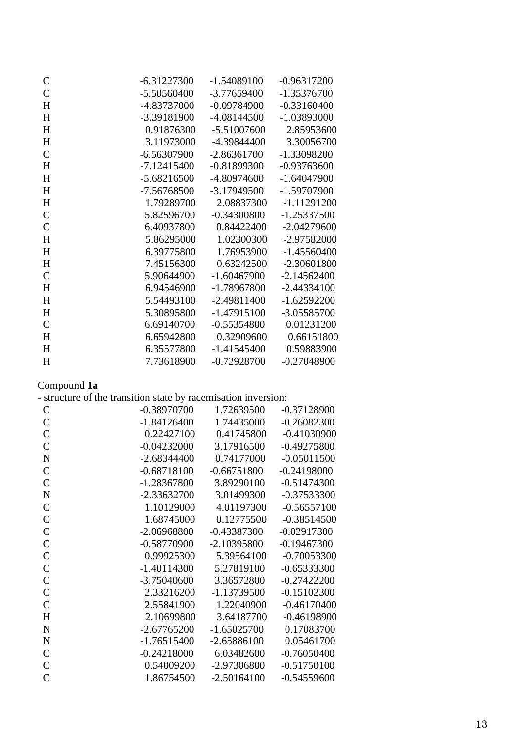| | | | |
|---|---|---|---|
| C | -6.31227300 | -1.54089100 | -0.96317200 |
| C | -5.50560400 | -3.77659400 | -1.35376700 |
| H | -4.83737000 | -0.09784900 | -0.33160400 |
| H | -3.39181900 | -4.08144500 | -1.03893000 |
| H | 0.91876300 | -5.51007600 | 2.85953600 |
| H | 3.11973000 | -4.39844400 | 3.30056700 |
| C | -6.56307900 | -2.86361700 | -1.33098200 |
| H | -7.12415400 | -0.81899300 | -0.93763600 |
| H | -5.68216500 | -4.80974600 | -1.64047900 |
| H | -7.56768500 | -3.17949500 | -1.59707900 |
| H | 1.79289700 | 2.08837300 | -1.11291200 |
| C | 5.82596700 | -0.34300800 | -1.25337500 |
| C | 6.40937800 | 0.84422400 | -2.04279600 |
| H | 5.86295000 | 1.02300300 | -2.97582000 |
| H | 6.39775800 | 1.76953900 | -1.45560400 |
| H | 7.45156300 | 0.63242500 | -2.30601800 |
| C | 5.90644900 | -1.60467900 | -2.14562400 |
| H | 6.94546900 | -1.78967800 | -2.44334100 |
| H | 5.54493100 | -2.49811400 | -1.62592200 |
| H | 5.30895800 | -1.47915100 | -3.05585700 |
| C | 6.69140700 | -0.55354800 | 0.01231200 |
| H | 6.65942800 | 0.32909600 | 0.66151800 |
| H | 6.35577800 | -1.41545400 | 0.59883900 |
| H | 7.73618900 | -0.72928700 | -0.27048900 |

Compound **1a**

- structure of the transition state by racemisation inversion:

| | | | |
|---|---|---|---|
| C | -0.38970700 | 1.72639500 | -0.37128900 |
| C | -1.84126400 | 1.74435000 | -0.26082300 |
| C | 0.22427100 | 0.41745800 | -0.41030900 |
| C | -0.04232000 | 3.17916500 | -0.49275800 |
| N | -2.68344400 | 0.74177000 | -0.05011500 |
| C | -0.68718100 | -0.66751800 | -0.24198000 |
| C | -1.28367800 | 3.89290100 | -0.51474300 |
| N | -2.33632700 | 3.01499300 | -0.37533300 |
| C | 1.10129000 | 4.01197300 | -0.56557100 |
| C | 1.68745000 | 0.12775500 | -0.38514500 |
| C | -2.06968800 | -0.43387300 | -0.02917300 |
| C | -0.58770900 | -2.10395800 | -0.19467300 |
| C | 0.99925300 | 5.39564100 | -0.70053300 |
| C | -1.40114300 | 5.27819100 | -0.65333300 |
| C | -3.75040600 | 3.36572800 | -0.27422200 |
| C | 2.33216200 | -1.13739500 | -0.15102300 |
| C | 2.55841900 | 1.22040900 | -0.46170400 |
| H | 2.10699800 | 3.64187700 | -0.46198900 |
| N | -2.67765200 | -1.65025700 | 0.17083700 |
| N | -1.76515400 | -2.65886100 | 0.05461700 |
| C | -0.24218000 | 6.03482600 | -0.76050400 |
| C | 0.54009200 | -2.97306800 | -0.51750100 |
| C | 1.86754500 | -2.50164100 | -0.54559600 |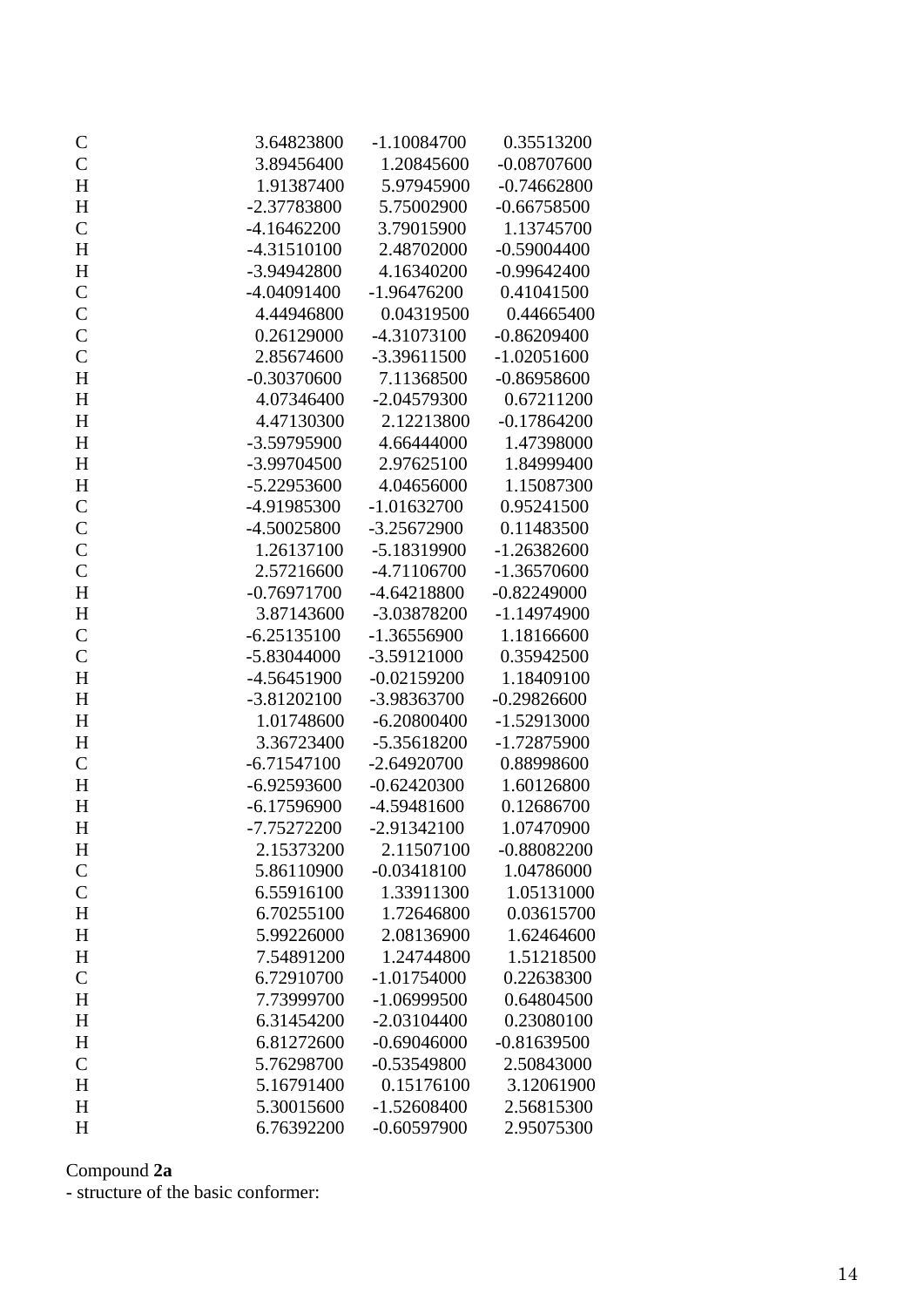```
C     3.64823800   -1.10084700    0.35513200
C     3.89456400    1.20845600   -0.08707600
H     1.91387400    5.97945900   -0.74662800
H    -2.37783800    5.75002900   -0.66758500
C    -4.16462200    3.79015900    1.13745700
H    -4.31510100    2.48702000   -0.59004400
H    -3.94942800    4.16340200   -0.99642400
C    -4.04091400   -1.96476200    0.41041500
C     4.44946800    0.04319500    0.44665400
C     0.26129000   -4.31073100   -0.86209400
C     2.85674600   -3.39611500   -1.02051600
H    -0.30370600    7.11368500   -0.86958600
H     4.07346400   -2.04579300    0.67211200
H     4.47130300    2.12213800   -0.17864200
H    -3.59795900    4.66444000    1.47398000
H    -3.99704500    2.97625100    1.84999400
H    -5.22953600    4.04656000    1.15087300
C    -4.91985300   -1.01632700    0.95241500
C    -4.50025800   -3.25672900    0.11483500
C     1.26137100   -5.18319900   -1.26382600
C     2.57216600   -4.71106700   -1.36570600
H    -0.76971700   -4.64218800   -0.82249000
H     3.87143600   -3.03878200   -1.14974900
C    -6.25135100   -1.36556900    1.18166600
C    -5.83044000   -3.59121000    0.35942500
H    -4.56451900   -0.02159200    1.18409100
H    -3.81202100   -3.98363700   -0.29826600
H     1.01748600   -6.20800400   -1.52913000
H     3.36723400   -5.35618200   -1.72875900
C    -6.71547100   -2.64920700    0.88998600
H    -6.92593600   -0.62420300    1.60126800
H    -6.17596900   -4.59481600    0.12686700
H    -7.75272200   -2.91342100    1.07470900
H     2.15373200    2.11507100   -0.88082200
C     5.86110900   -0.03418100    1.04786000
C     6.55916100    1.33911300    1.05131000
H     6.70255100    1.72646800    0.03615700
H     5.99226000    2.08136900    1.62464600
H     7.54891200    1.24744800    1.51218500
C     6.72910700   -1.01754000    0.22638300
H     7.73999700   -1.06999500    0.64804500
H     6.31454200   -2.03104400    0.23080100
H     6.81272600   -0.69046000   -0.81639500
C     5.76298700   -0.53549800    2.50843000
H     5.16791400    0.15176100    3.12061900
H     5.30015600   -1.52608400    2.56815300
H     6.76392200   -0.60597900    2.95075300
```

Compound **2a**

- structure of the basic conformer: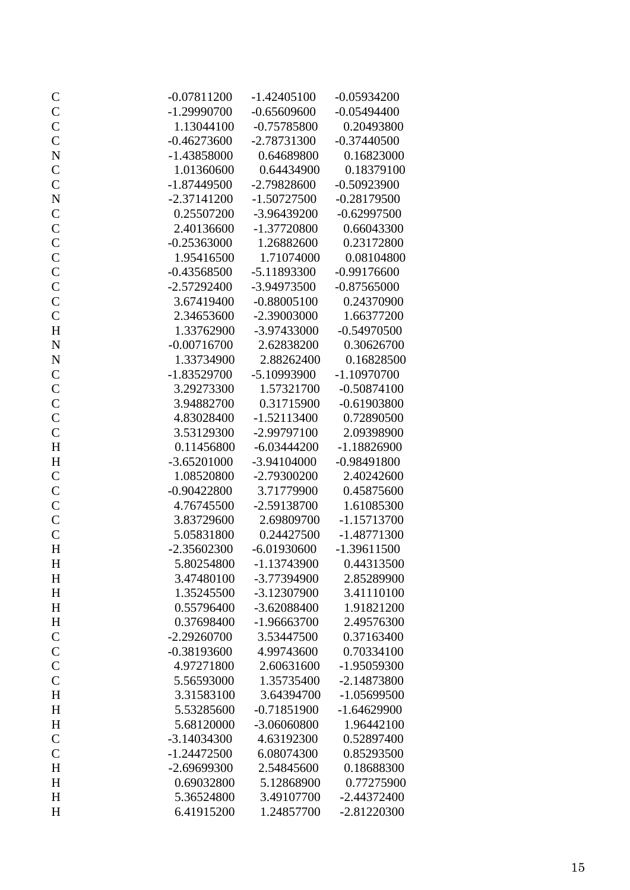```
C      -0.07811200    -1.42405100    -0.05934200
C      -1.29990700    -0.65609600    -0.05494400
C       1.13044100    -0.75785800     0.20493800
C      -0.46273600    -2.78731300    -0.37440500
N      -1.43858000     0.64689800     0.16823000
C       1.01360600     0.64434900     0.18379100
C      -1.87449500    -2.79828600    -0.50923900
N      -2.37141200    -1.50727500    -0.28179500
C       0.25507200    -3.96439200    -0.62997500
C       2.40136600    -1.37720800     0.66043300
C      -0.25363000     1.26882600     0.23172800
C       1.95416500     1.71074000     0.08104800
C      -0.43568500    -5.11893300    -0.99176600
C      -2.57292400    -3.94973500    -0.87565000
C       3.67419400    -0.88005100     0.24370900
C       2.34653600    -2.39003000     1.66377200
H       1.33762900    -3.97433000    -0.54970500
N      -0.00716700     2.62838200     0.30626700
N       1.33734900     2.88262400     0.16828500
C      -1.83529700    -5.10993900    -1.10970700
C       3.29273300     1.57321700    -0.50874100
C       3.94882700     0.31715900    -0.61903800
C       4.83028400    -1.52113400     0.72890500
C       3.53129300    -2.99797100     2.09398900
H       0.11456800    -6.03444200    -1.18826900
H      -3.65201000    -3.94104000    -0.98491800
C       1.08520800    -2.79300200     2.40242600
C      -0.90422800     3.71779900     0.45875600
C       4.76745500    -2.59138700     1.61085300
C       3.83729600     2.69809700    -1.15713700
C       5.05831800     0.24427500    -1.48771300
H      -2.35602300    -6.01930600    -1.39611500
H       5.80254800    -1.13743900     0.44313500
H       3.47480100    -3.77394900     2.85289900
H       1.35245500    -3.12307900     3.41110100
H       0.55796400    -3.62088400     1.91821200
H       0.37698400    -1.96663700     2.49576300
C      -2.29260700     3.53447500     0.37163400
C      -0.38193600     4.99743600     0.70334100
C       4.97271800     2.60631600    -1.95059300
C       5.56593000     1.35735400    -2.14873800
H       3.31583100     3.64394700    -1.05699500
H       5.53285600    -0.71851900    -1.64629900
H       5.68120000    -3.06060800     1.96442100
C      -3.14034300     4.63192300     0.52897400
C      -1.24472500     6.08074300     0.85293500
H      -2.69699300     2.54845600     0.18688300
H       0.69032800     5.12868900     0.77275900
H       5.36524800     3.49107700    -2.44372400
H       6.41915200     1.24857700    -2.81220300
```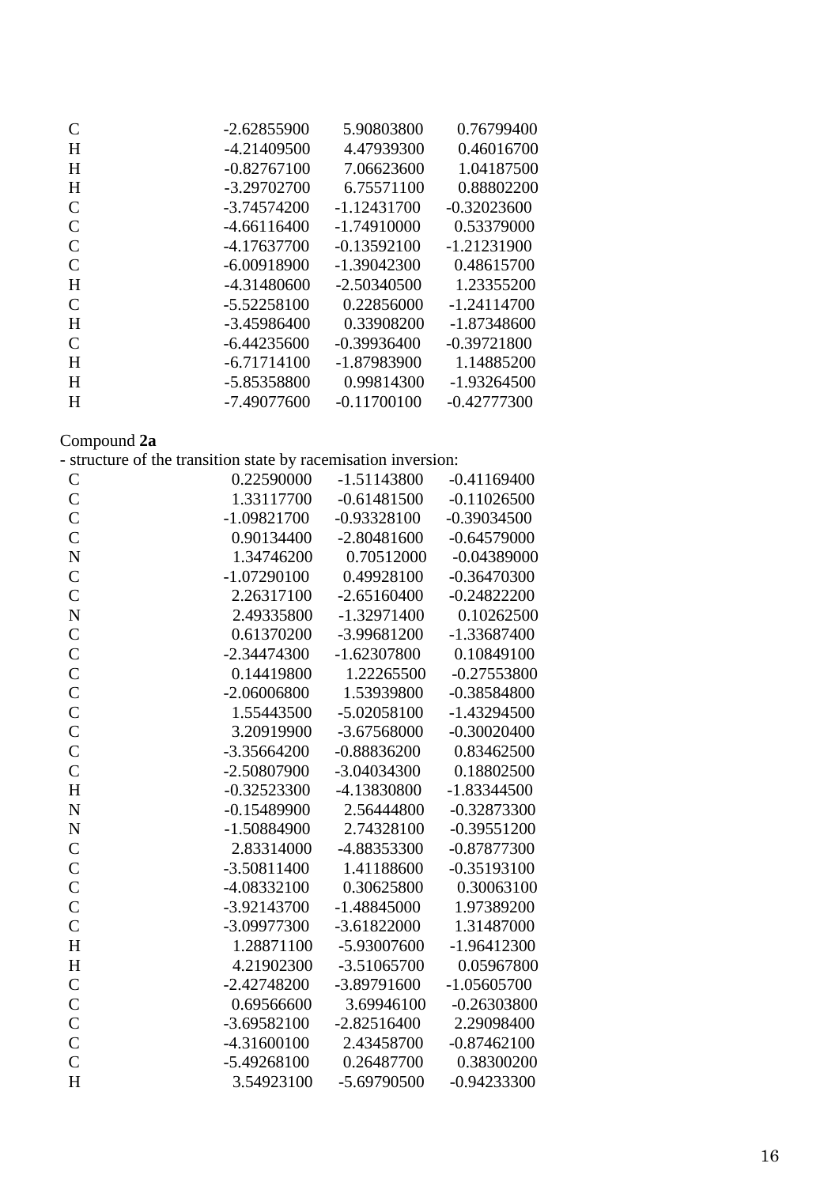| | | | |
|---|---|---|---|
| C | -2.62855900 | 5.90803800 | 0.76799400 |
| H | -4.21409500 | 4.47939300 | 0.46016700 |
| H | -0.82767100 | 7.06623600 | 1.04187500 |
| H | -3.29702700 | 6.75571100 | 0.88802200 |
| C | -3.74574200 | -1.12431700 | -0.32023600 |
| C | -4.66116400 | -1.74910000 | 0.53379000 |
| C | -4.17637700 | -0.13592100 | -1.21231900 |
| C | -6.00918900 | -1.39042300 | 0.48615700 |
| H | -4.31480600 | -2.50340500 | 1.23355200 |
| C | -5.52258100 | 0.22856000 | -1.24114700 |
| H | -3.45986400 | 0.33908200 | -1.87348600 |
| C | -6.44235600 | -0.39936400 | -0.39721800 |
| H | -6.71714100 | -1.87983900 | 1.14885200 |
| H | -5.85358800 | 0.99814300 | -1.93264500 |
| H | -7.49077600 | -0.11700100 | -0.42777300 |

Compound **2a**

- structure of the transition state by racemisation inversion:

| | | | |
|---|---|---|---|
| C | 0.22590000 | -1.51143800 | -0.41169400 |
| C | 1.33117700 | -0.61481500 | -0.11026500 |
| C | -1.09821700 | -0.93328100 | -0.39034500 |
| C | 0.90134400 | -2.80481600 | -0.64579000 |
| N | 1.34746200 | 0.70512000 | -0.04389000 |
| C | -1.07290100 | 0.49928100 | -0.36470300 |
| C | 2.26317100 | -2.65160400 | -0.24822200 |
| N | 2.49335800 | -1.32971400 | 0.10262500 |
| C | 0.61370200 | -3.99681200 | -1.33687400 |
| C | -2.34474300 | -1.62307800 | 0.10849100 |
| C | 0.14419800 | 1.22265500 | -0.27553800 |
| C | -2.06006800 | 1.53939800 | -0.38584800 |
| C | 1.55443500 | -5.02058100 | -1.43294500 |
| C | 3.20919900 | -3.67568000 | -0.30020400 |
| C | -3.35664200 | -0.88836200 | 0.83462500 |
| C | -2.50807900 | -3.04034300 | 0.18802500 |
| H | -0.32523300 | -4.13830800 | -1.83344500 |
| N | -0.15489900 | 2.56444800 | -0.32873300 |
| N | -1.50884900 | 2.74328100 | -0.39551200 |
| C | 2.83314000 | -4.88353300 | -0.87877300 |
| C | -3.50811400 | 1.41188600 | -0.35193100 |
| C | -4.08332100 | 0.30625800 | 0.30063100 |
| C | -3.92143700 | -1.48845000 | 1.97389200 |
| C | -3.09977300 | -3.61822000 | 1.31487000 |
| H | 1.28871100 | -5.93007600 | -1.96412300 |
| H | 4.21902300 | -3.51065700 | 0.05967800 |
| C | -2.42748200 | -3.89791600 | -1.05605700 |
| C | 0.69566600 | 3.69946100 | -0.26303800 |
| C | -3.69582100 | -2.82516400 | 2.29098400 |
| C | -4.31600100 | 2.43458700 | -0.87462100 |
| C | -5.49268100 | 0.26487700 | 0.38300200 |
| H | 3.54923100 | -5.69790500 | -0.94233300 |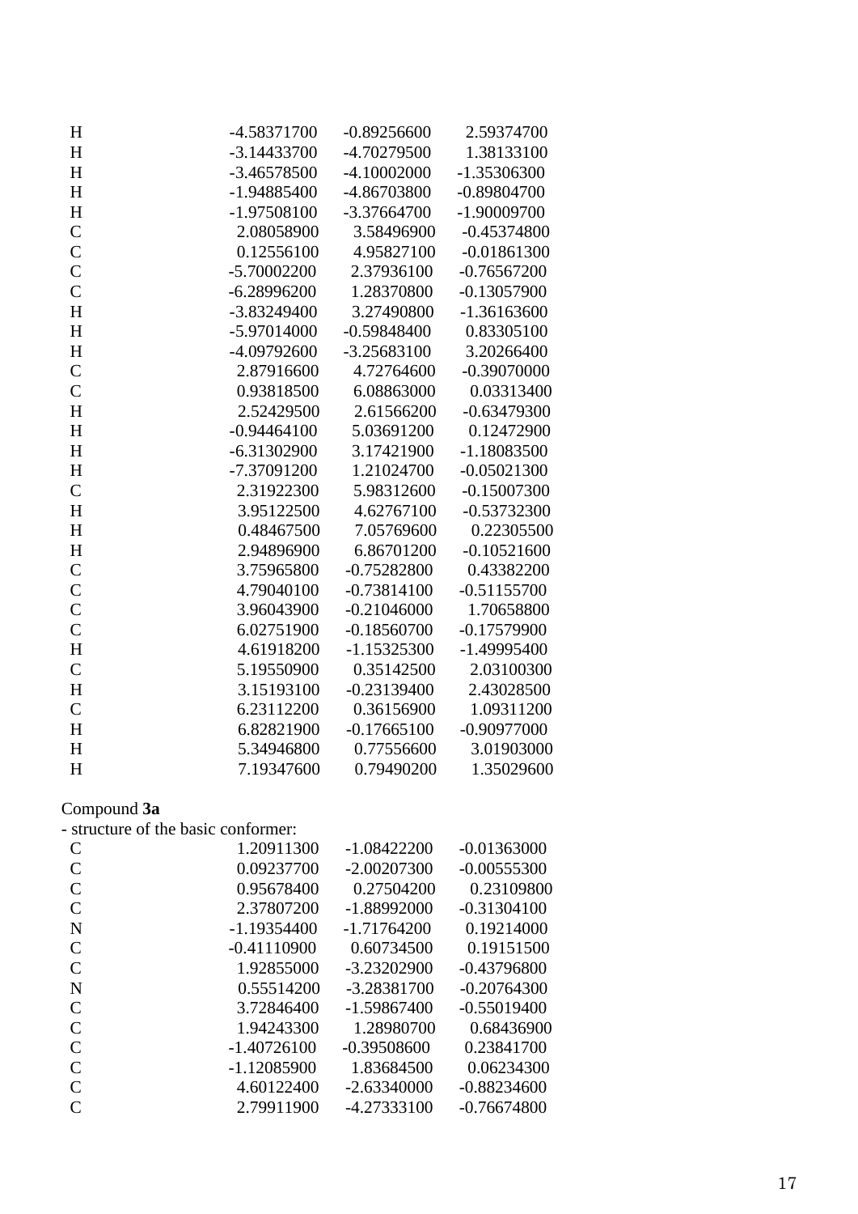| | | | |
|---|---|---|---|
| H | -4.58371700 | -0.89256600 | 2.59374700 |
| H | -3.14433700 | -4.70279500 | 1.38133100 |
| H | -3.46578500 | -4.10002000 | -1.35306300 |
| H | -1.94885400 | -4.86703800 | -0.89804700 |
| H | -1.97508100 | -3.37664700 | -1.90009700 |
| C | 2.08058900 | 3.58496900 | -0.45374800 |
| C | 0.12556100 | 4.95827100 | -0.01861300 |
| C | -5.70002200 | 2.37936100 | -0.76567200 |
| C | -6.28996200 | 1.28370800 | -0.13057900 |
| H | -3.83249400 | 3.27490800 | -1.36163600 |
| H | -5.97014000 | -0.59848400 | 0.83305100 |
| H | -4.09792600 | -3.25683100 | 3.20266400 |
| C | 2.87916600 | 4.72764600 | -0.39070000 |
| C | 0.93818500 | 6.08863000 | 0.03313400 |
| H | 2.52429500 | 2.61566200 | -0.63479300 |
| H | -0.94464100 | 5.03691200 | 0.12472900 |
| H | -6.31302900 | 3.17421900 | -1.18083500 |
| H | -7.37091200 | 1.21024700 | -0.05021300 |
| C | 2.31922300 | 5.98312600 | -0.15007300 |
| H | 3.95122500 | 4.62767100 | -0.53732300 |
| H | 0.48467500 | 7.05769600 | 0.22305500 |
| H | 2.94896900 | 6.86701200 | -0.10521600 |
| C | 3.75965800 | -0.75282800 | 0.43382200 |
| C | 4.79040100 | -0.73814100 | -0.51155700 |
| C | 3.96043900 | -0.21046000 | 1.70658800 |
| C | 6.02751900 | -0.18560700 | -0.17579900 |
| H | 4.61918200 | -1.15325300 | -1.49995400 |
| C | 5.19550900 | 0.35142500 | 2.03100300 |
| H | 3.15193100 | -0.23139400 | 2.43028500 |
| C | 6.23112200 | 0.36156900 | 1.09311200 |
| H | 6.82821900 | -0.17665100 | -0.90977000 |
| H | 5.34946800 | 0.77556600 | 3.01903000 |
| H | 7.19347600 | 0.79490200 | 1.35029600 |

Compound **3a**

- structure of the basic conformer:

| | | | |
|---|---|---|---|
| C | 1.20911300 | -1.08422200 | -0.01363000 |
| C | 0.09237700 | -2.00207300 | -0.00555300 |
| C | 0.95678400 | 0.27504200 | 0.23109800 |
| C | 2.37807200 | -1.88992000 | -0.31304100 |
| N | -1.19354400 | -1.71764200 | 0.19214000 |
| C | -0.41110900 | 0.60734500 | 0.19151500 |
| C | 1.92855000 | -3.23202900 | -0.43796800 |
| N | 0.55514200 | -3.28381700 | -0.20764300 |
| C | 3.72846400 | -1.59867400 | -0.55019400 |
| C | 1.94243300 | 1.28980700 | 0.68436900 |
| C | -1.40726100 | -0.39508600 | 0.23841700 |
| C | -1.12085900 | 1.83684500 | 0.06234300 |
| C | 4.60122400 | -2.63340000 | -0.88234600 |
| C | 2.79911900 | -4.27333100 | -0.76674800 |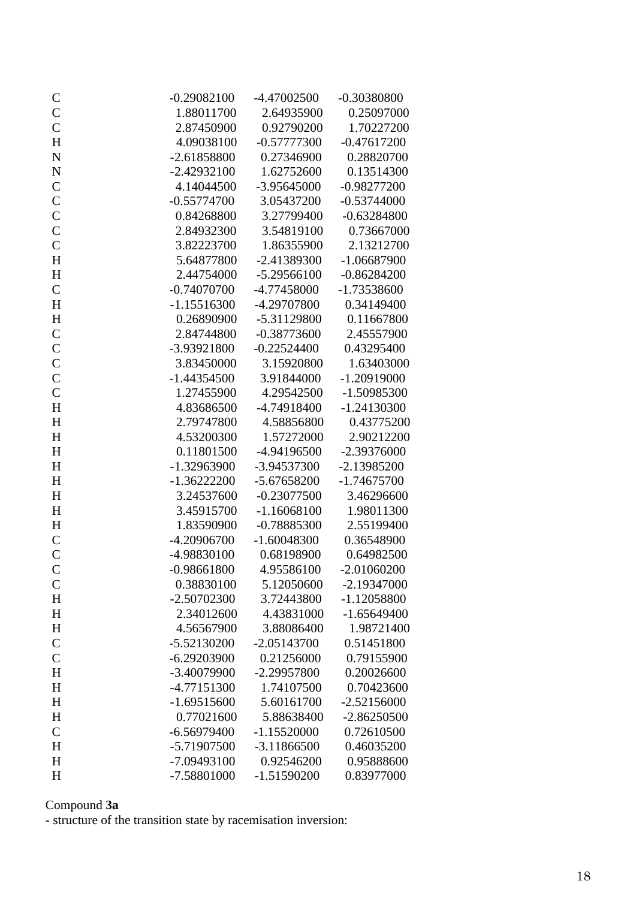| | | | |
|---|---|---|---|
| C | -0.29082100 | -4.47002500 | -0.30380800 |
| C | 1.88011700 | 2.64935900 | 0.25097000 |
| C | 2.87450900 | 0.92790200 | 1.70227200 |
| H | 4.09038100 | -0.57777300 | -0.47617200 |
| N | -2.61858800 | 0.27346900 | 0.28820700 |
| N | -2.42932100 | 1.62752600 | 0.13514300 |
| C | 4.14044500 | -3.95645000 | -0.98277200 |
| C | -0.55774700 | 3.05437200 | -0.53744000 |
| C | 0.84268800 | 3.27799400 | -0.63284800 |
| C | 2.84932300 | 3.54819100 | 0.73667000 |
| C | 3.82223700 | 1.86355900 | 2.13212700 |
| H | 5.64877800 | -2.41389300 | -1.06687900 |
| H | 2.44754000 | -5.29566100 | -0.86284200 |
| C | -0.74070700 | -4.77458000 | -1.73538600 |
| H | -1.15516300 | -4.29707800 | 0.34149400 |
| H | 0.26890900 | -5.31129800 | 0.11667800 |
| C | 2.84744800 | -0.38773600 | 2.45557900 |
| C | -3.93921800 | -0.22524400 | 0.43295400 |
| C | 3.83450000 | 3.15920800 | 1.63403000 |
| C | -1.44354500 | 3.91844000 | -1.20919000 |
| C | 1.27455900 | 4.29542500 | -1.50985300 |
| H | 4.83686500 | -4.74918400 | -1.24130300 |
| H | 2.79747800 | 4.58856800 | 0.43775200 |
| H | 4.53200300 | 1.57272000 | 2.90212200 |
| H | 0.11801500 | -4.94196500 | -2.39376000 |
| H | -1.32963900 | -3.94537300 | -2.13985200 |
| H | -1.36222200 | -5.67658200 | -1.74675700 |
| H | 3.24537600 | -0.23077500 | 3.46296600 |
| H | 3.45915700 | -1.16068100 | 1.98011300 |
| H | 1.83590900 | -0.78885300 | 2.55199400 |
| C | -4.20906700 | -1.60048300 | 0.36548900 |
| C | -4.98830100 | 0.68198900 | 0.64982500 |
| C | -0.98661800 | 4.95586100 | -2.01060200 |
| C | 0.38830100 | 5.12050600 | -2.19347000 |
| H | -2.50702300 | 3.72443800 | -1.12058800 |
| H | 2.34012600 | 4.43831000 | -1.65649400 |
| H | 4.56567900 | 3.88086400 | 1.98721400 |
| C | -5.52130200 | -2.05143700 | 0.51451800 |
| C | -6.29203900 | 0.21256000 | 0.79155900 |
| H | -3.40079900 | -2.29957800 | 0.20026600 |
| H | -4.77151300 | 1.74107500 | 0.70423600 |
| H | -1.69515600 | 5.60161700 | -2.52156000 |
| H | 0.77021600 | 5.88638400 | -2.86250500 |
| C | -6.56979400 | -1.15520000 | 0.72610500 |
| H | -5.71907500 | -3.11866500 | 0.46035200 |
| H | -7.09493100 | 0.92546200 | 0.95888600 |
| H | -7.58801000 | -1.51590200 | 0.83977000 |

Compound **3a**

- structure of the transition state by racemisation inversion: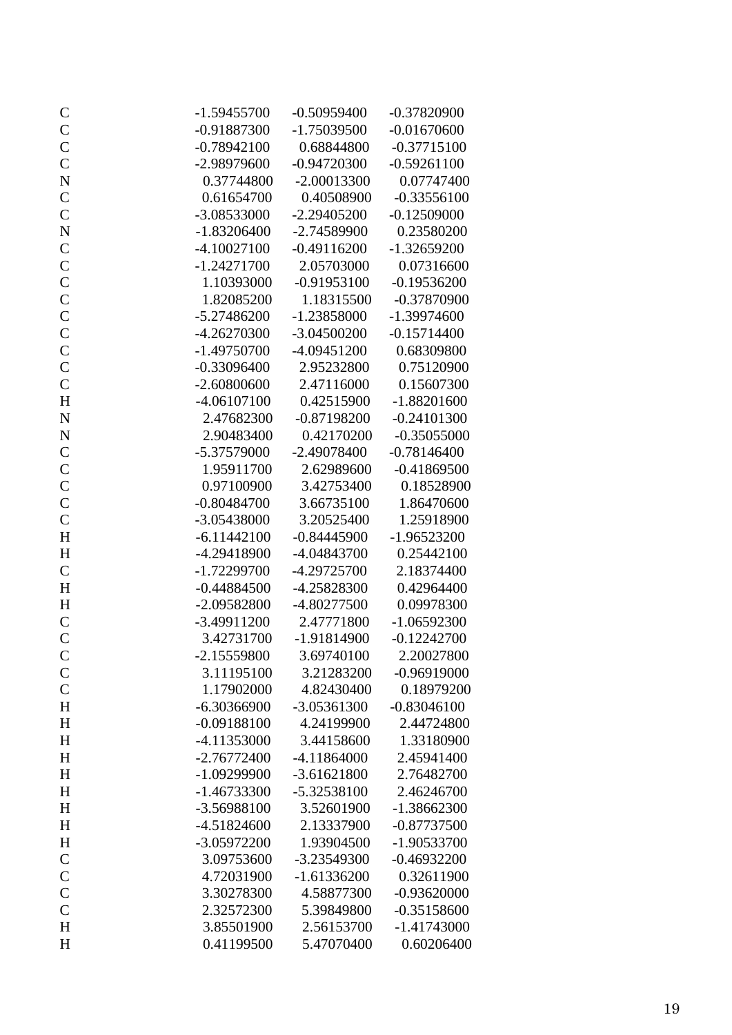```
C     -1.59455700   -0.50959400   -0.37820900
C     -0.91887300   -1.75039500   -0.01670600
C     -0.78942100    0.68844800   -0.37715100
C     -2.98979600   -0.94720300   -0.59261100
N      0.37744800   -2.00013300    0.07747400
C      0.61654700    0.40508900   -0.33556100
C     -3.08533000   -2.29405200   -0.12509000
N     -1.83206400   -2.74589900    0.23580200
C     -4.10027100   -0.49116200   -1.32659200
C     -1.24271700    2.05703000    0.07316600
C      1.10393000   -0.91953100   -0.19536200
C      1.82085200    1.18315500   -0.37870900
C     -5.27486200   -1.23858000   -1.39974600
C     -4.26270300   -3.04500200   -0.15714400
C     -1.49750700   -4.09451200    0.68309800
C     -0.33096400    2.95232800    0.75120900
C     -2.60800600    2.47116000    0.15607300
H     -4.06107100    0.42515900   -1.88201600
N      2.47682300   -0.87198200   -0.24101300
N      2.90483400    0.42170200   -0.35055000
C     -5.37579000   -2.49078400   -0.78146400
C      1.95911700    2.62989600   -0.41869500
C      0.97100900    3.42753400    0.18528900
C     -0.80484700    3.66735100    1.86470600
C     -3.05438000    3.20525400    1.25918900
H     -6.11442100   -0.84445900   -1.96523200
H     -4.29418900   -4.04843700    0.25442100
C     -1.72299700   -4.29725700    2.18374400
H     -0.44884500   -4.25828300    0.42964400
H     -2.09582800   -4.80277500    0.09978300
C     -3.49911200    2.47771800   -1.06592300
C      3.42731700   -1.91814900   -0.12242700
C     -2.15559800    3.69740100    2.20027800
C      3.11195100    3.21283200   -0.96919000
C      1.17902000    4.82430400    0.18979200
H     -6.30366900   -3.05361300   -0.83046100
H     -0.09188100    4.24199900    2.44724800
H     -4.11353000    3.44158600    1.33180900
H     -2.76772400   -4.11864000    2.45941400
H     -1.09299900   -3.61621800    2.76482700
H     -1.46733300   -5.32538100    2.46246700
H     -3.56988100    3.52601900   -1.38662300
H     -4.51824600    2.13337900   -0.87737500
H     -3.05972200    1.93904500   -1.90533700
C      3.09753600   -3.23549300   -0.46932200
C      4.72031900   -1.61336200    0.32611900
C      3.30278300    4.58877300   -0.93620000
C      2.32572300    5.39849800   -0.35158600
H      3.85501900    2.56153700   -1.41743000
H      0.41199500    5.47070400    0.60206400
```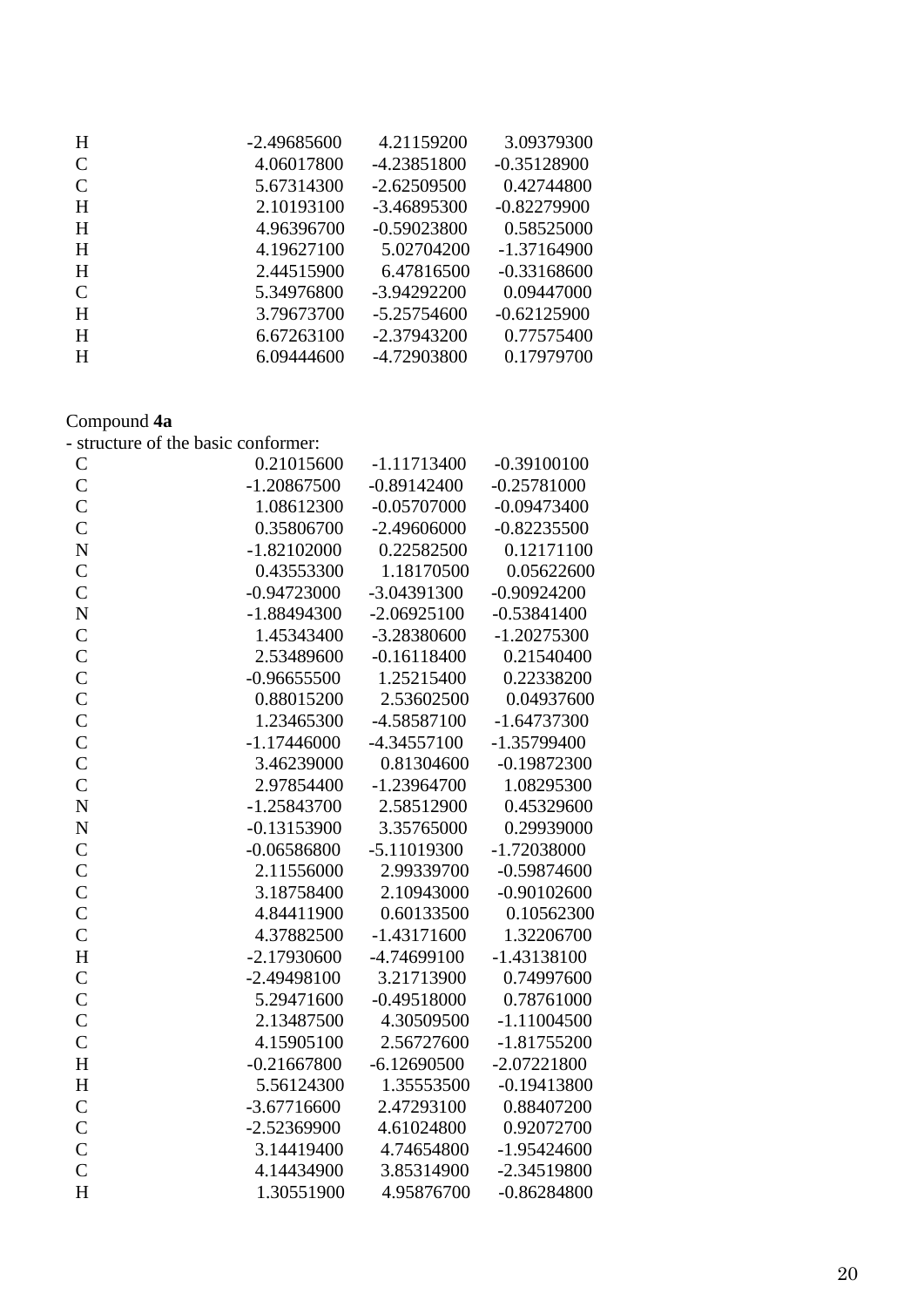| | | | |
|---|---|---|---|
| H | -2.49685600 | 4.21159200 | 3.09379300 |
| C | 4.06017800 | -4.23851800 | -0.35128900 |
| C | 5.67314300 | -2.62509500 | 0.42744800 |
| H | 2.10193100 | -3.46895300 | -0.82279900 |
| H | 4.96396700 | -0.59023800 | 0.58525000 |
| H | 4.19627100 | 5.02704200 | -1.37164900 |
| H | 2.44515900 | 6.47816500 | -0.33168600 |
| C | 5.34976800 | -3.94292200 | 0.09447000 |
| H | 3.79673700 | -5.25754600 | -0.62125900 |
| H | 6.67263100 | -2.37943200 | 0.77575400 |
| H | 6.09444600 | -4.72903800 | 0.17979700 |

Compound **4a**

- structure of the basic conformer:

| | | | |
|---|---|---|---|
| C | 0.21015600 | -1.11713400 | -0.39100100 |
| C | -1.20867500 | -0.89142400 | -0.25781000 |
| C | 1.08612300 | -0.05707000 | -0.09473400 |
| C | 0.35806700 | -2.49606000 | -0.82235500 |
| N | -1.82102000 | 0.22582500 | 0.12171100 |
| C | 0.43553300 | 1.18170500 | 0.05622600 |
| C | -0.94723000 | -3.04391300 | -0.90924200 |
| N | -1.88494300 | -2.06925100 | -0.53841400 |
| C | 1.45343400 | -3.28380600 | -1.20275300 |
| C | 2.53489600 | -0.16118400 | 0.21540400 |
| C | -0.96655500 | 1.25215400 | 0.22338200 |
| C | 0.88015200 | 2.53602500 | 0.04937600 |
| C | 1.23465300 | -4.58587100 | -1.64737300 |
| C | -1.17446000 | -4.34557100 | -1.35799400 |
| C | 3.46239000 | 0.81304600 | -0.19872300 |
| C | 2.97854400 | -1.23964700 | 1.08295300 |
| N | -1.25843700 | 2.58512900 | 0.45329600 |
| N | -0.13153900 | 3.35765000 | 0.29939000 |
| C | -0.06586800 | -5.11019300 | -1.72038000 |
| C | 2.11556000 | 2.99339700 | -0.59874600 |
| C | 3.18758400 | 2.10943000 | -0.90102600 |
| C | 4.84411900 | 0.60133500 | 0.10562300 |
| C | 4.37882500 | -1.43171600 | 1.32206700 |
| H | -2.17930600 | -4.74699100 | -1.43138100 |
| C | -2.49498100 | 3.21713900 | 0.74997600 |
| C | 5.29471600 | -0.49518000 | 0.78761000 |
| C | 2.13487500 | 4.30509500 | -1.11004500 |
| C | 4.15905100 | 2.56727600 | -1.81755200 |
| H | -0.21667800 | -6.12690500 | -2.07221800 |
| H | 5.56124300 | 1.35553500 | -0.19413800 |
| C | -3.67716600 | 2.47293100 | 0.88407200 |
| C | -2.52369900 | 4.61024800 | 0.92072700 |
| C | 3.14419400 | 4.74654800 | -1.95424600 |
| C | 4.14434900 | 3.85314900 | -2.34519800 |
| H | 1.30551900 | 4.95876700 | -0.86284800 |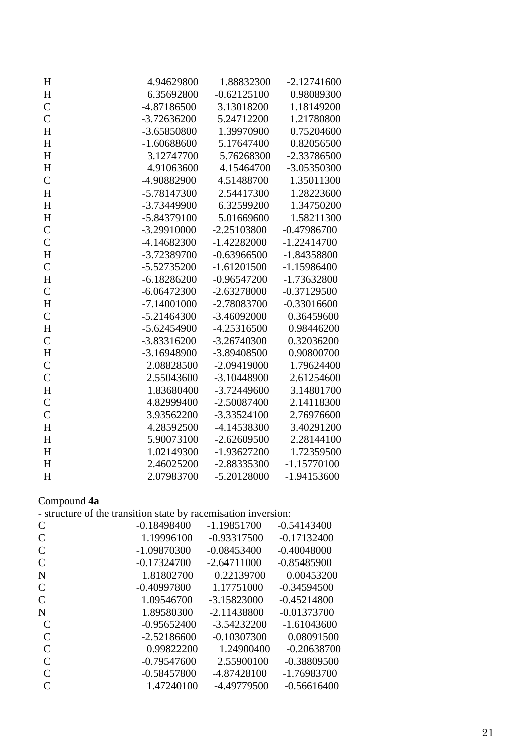| | | | |
|---|---|---|---|
| H | 4.94629800 | 1.88832300 | -2.12741600 |
| H | 6.35692800 | -0.62125100 | 0.98089300 |
| C | -4.87186500 | 3.13018200 | 1.18149200 |
| C | -3.72636200 | 5.24712200 | 1.21780800 |
| H | -3.65850800 | 1.39970900 | 0.75204600 |
| H | -1.60688600 | 5.17647400 | 0.82056500 |
| H | 3.12747700 | 5.76268300 | -2.33786500 |
| H | 4.91063600 | 4.15464700 | -3.05350300 |
| C | -4.90882900 | 4.51488700 | 1.35011300 |
| H | -5.78147300 | 2.54417300 | 1.28223600 |
| H | -3.73449900 | 6.32599200 | 1.34750200 |
| H | -5.84379100 | 5.01669600 | 1.58211300 |
| C | -3.29910000 | -2.25103800 | -0.47986700 |
| C | -4.14682300 | -1.42282000 | -1.22414700 |
| H | -3.72389700 | -0.63966500 | -1.84358800 |
| C | -5.52735200 | -1.61201500 | -1.15986400 |
| H | -6.18286200 | -0.96547200 | -1.73632800 |
| C | -6.06472300 | -2.63278000 | -0.37129500 |
| H | -7.14001000 | -2.78083700 | -0.33016600 |
| C | -5.21464300 | -3.46092000 | 0.36459600 |
| H | -5.62454900 | -4.25316500 | 0.98446200 |
| C | -3.83316200 | -3.26740300 | 0.32036200 |
| H | -3.16948900 | -3.89408500 | 0.90800700 |
| C | 2.08828500 | -2.09419000 | 1.79624400 |
| C | 2.55043600 | -3.10448900 | 2.61254600 |
| H | 1.83680400 | -3.72449600 | 3.14801700 |
| C | 4.82999400 | -2.50087400 | 2.14118300 |
| C | 3.93562200 | -3.33524100 | 2.76976600 |
| H | 4.28592500 | -4.14538300 | 3.40291200 |
| H | 5.90073100 | -2.62609500 | 2.28144100 |
| H | 1.02149300 | -1.93627200 | 1.72359500 |
| H | 2.46025200 | -2.88335300 | -1.15770100 |
| H | 2.07983700 | -5.20128000 | -1.94153600 |

Compound **4a**

- structure of the transition state by racemisation inversion:

| | | | |
|---|---|---|---|
| C | -0.18498400 | -1.19851700 | -0.54143400 |
| C | 1.19996100 | -0.93317500 | -0.17132400 |
| C | -1.09870300 | -0.08453400 | -0.40048000 |
| C | -0.17324700 | -2.64711000 | -0.85485900 |
| N | 1.81802700 | 0.22139700 | 0.00453200 |
| C | -0.40997800 | 1.17751000 | -0.34594500 |
| C | 1.09546700 | -3.15823000 | -0.45214800 |
| N | 1.89580300 | -2.11438800 | -0.01373700 |
| C | -0.95652400 | -3.54232200 | -1.61043600 |
| C | -2.52186600 | -0.10307300 | 0.08091500 |
| C | 0.99822200 | 1.24900400 | -0.20638700 |
| C | -0.79547600 | 2.55900100 | -0.38809500 |
| C | -0.58457800 | -4.87428100 | -1.76983700 |
| C | 1.47240100 | -4.49779500 | -0.56616400 |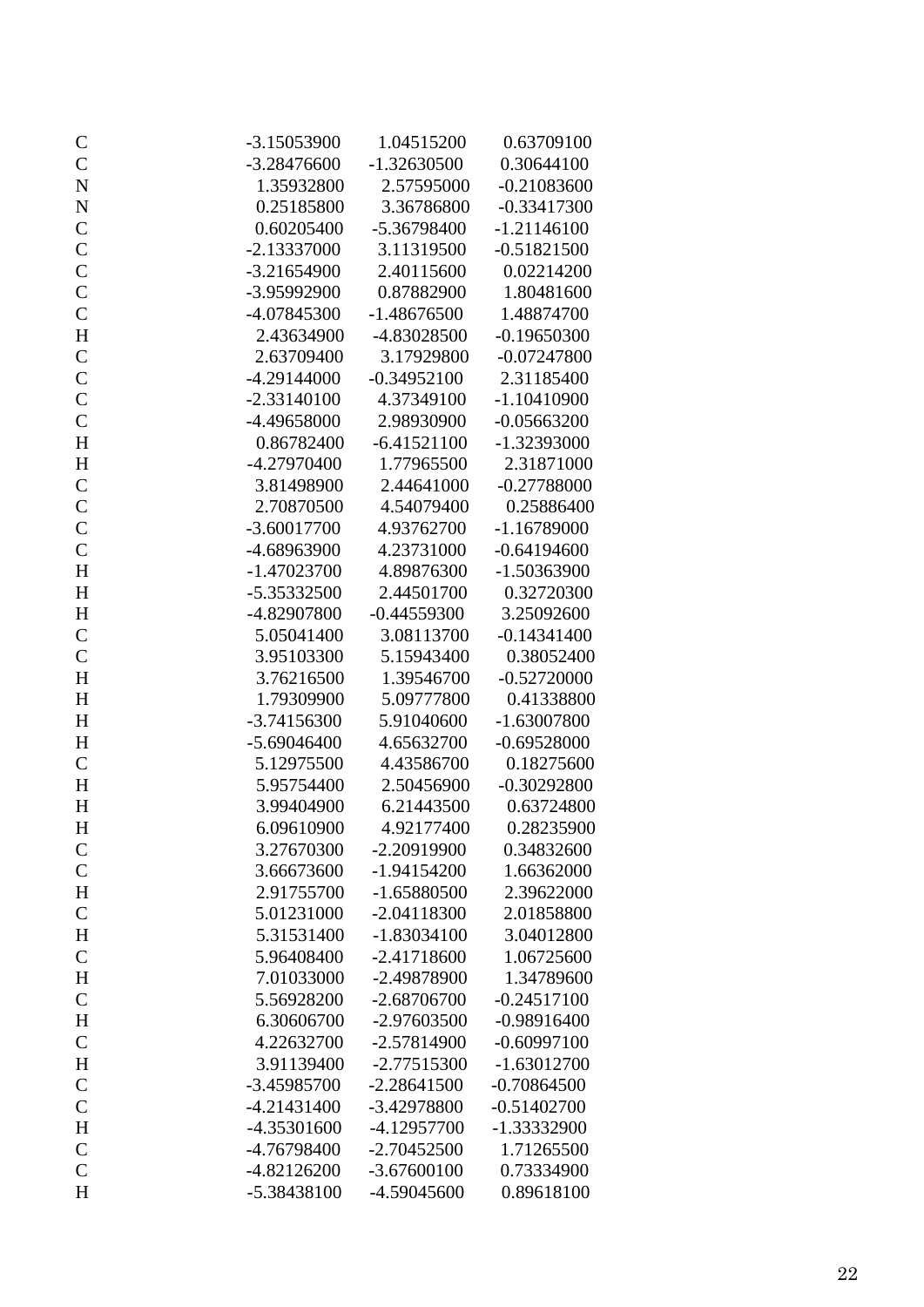| | | | |
|---|---|---|---|
| C | -3.15053900 | 1.04515200 | 0.63709100 |
| C | -3.28476600 | -1.32630500 | 0.30644100 |
| N | 1.35932800 | 2.57595000 | -0.21083600 |
| N | 0.25185800 | 3.36786800 | -0.33417300 |
| C | 0.60205400 | -5.36798400 | -1.21146100 |
| C | -2.13337000 | 3.11319500 | -0.51821500 |
| C | -3.21654900 | 2.40115600 | 0.02214200 |
| C | -3.95992900 | 0.87882900 | 1.80481600 |
| C | -4.07845300 | -1.48676500 | 1.48874700 |
| H | 2.43634900 | -4.83028500 | -0.19650300 |
| C | 2.63709400 | 3.17929800 | -0.07247800 |
| C | -4.29144000 | -0.34952100 | 2.31185400 |
| C | -2.33140100 | 4.37349100 | -1.10410900 |
| C | -4.49658000 | 2.98930900 | -0.05663200 |
| H | 0.86782400 | -6.41521100 | -1.32393000 |
| H | -4.27970400 | 1.77965500 | 2.31871000 |
| C | 3.81498900 | 2.44641000 | -0.27788000 |
| C | 2.70870500 | 4.54079400 | 0.25886400 |
| C | -3.60017700 | 4.93762700 | -1.16789000 |
| C | -4.68963900 | 4.23731000 | -0.64194600 |
| H | -1.47023700 | 4.89876300 | -1.50363900 |
| H | -5.35332500 | 2.44501700 | 0.32720300 |
| H | -4.82907800 | -0.44559300 | 3.25092600 |
| C | 5.05041400 | 3.08113700 | -0.14341400 |
| C | 3.95103300 | 5.15943400 | 0.38052400 |
| H | 3.76216500 | 1.39546700 | -0.52720000 |
| H | 1.79309900 | 5.09777800 | 0.41338800 |
| H | -3.74156300 | 5.91040600 | -1.63007800 |
| H | -5.69046400 | 4.65632700 | -0.69528000 |
| C | 5.12975500 | 4.43586700 | 0.18275600 |
| H | 5.95754400 | 2.50456900 | -0.30292800 |
| H | 3.99404900 | 6.21443500 | 0.63724800 |
| H | 6.09610900 | 4.92177400 | 0.28235900 |
| C | 3.27670300 | -2.20919900 | 0.34832600 |
| C | 3.66673600 | -1.94154200 | 1.66362000 |
| H | 2.91755700 | -1.65880500 | 2.39622000 |
| C | 5.01231000 | -2.04118300 | 2.01858800 |
| H | 5.31531400 | -1.83034100 | 3.04012800 |
| C | 5.96408400 | -2.41718600 | 1.06725600 |
| H | 7.01033000 | -2.49878900 | 1.34789600 |
| C | 5.56928200 | -2.68706700 | -0.24517100 |
| H | 6.30606700 | -2.97603500 | -0.98916400 |
| C | 4.22632700 | -2.57814900 | -0.60997100 |
| H | 3.91139400 | -2.77515300 | -1.63012700 |
| C | -3.45985700 | -2.28641500 | -0.70864500 |
| C | -4.21431400 | -3.42978800 | -0.51402700 |
| H | -4.35301600 | -4.12957700 | -1.33332900 |
| C | -4.76798400 | -2.70452500 | 1.71265500 |
| C | -4.82126200 | -3.67600100 | 0.73334900 |
| H | -5.38438100 | -4.59045600 | 0.89618100 |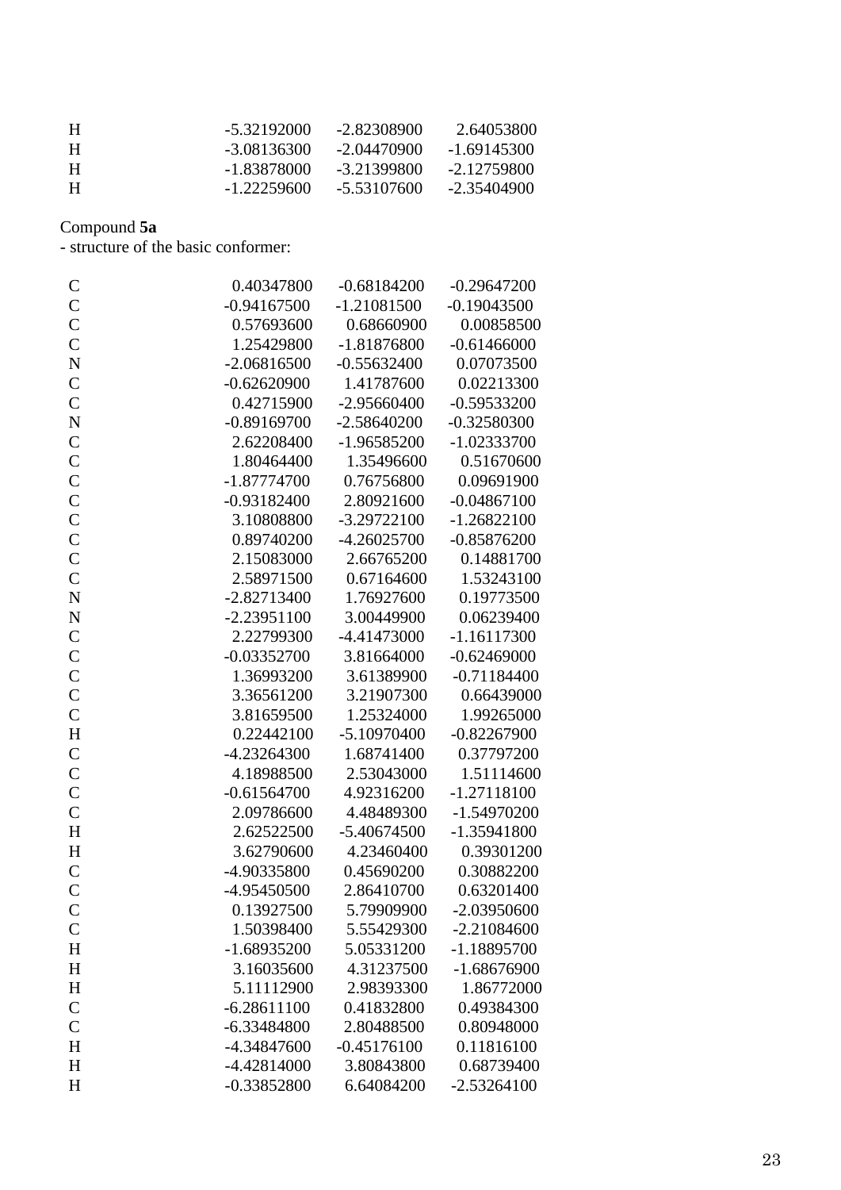```
H     -5.32192000   -2.82308900    2.64053800
H     -3.08136300   -2.04470900   -1.69145300
H     -1.83878000   -3.21399800   -2.12759800
H     -1.22259600   -5.53107600   -2.35404900
```

Compound **5a**
- structure of the basic conformer:

```
C      0.40347800   -0.68184200   -0.29647200
C     -0.94167500   -1.21081500   -0.19043500
C      0.57693600    0.68660900    0.00858500
C      1.25429800   -1.81876800   -0.61466000
N     -2.06816500   -0.55632400    0.07073500
C     -0.62620900    1.41787600    0.02213300
C      0.42715900   -2.95660400   -0.59533200
N     -0.89169700   -2.58640200   -0.32580300
C      2.62208400   -1.96585200   -1.02333700
C      1.80464400    1.35496600    0.51670600
C     -1.87774700    0.76756800    0.09691900
C     -0.93182400    2.80921600   -0.04867100
C      3.10808800   -3.29722100   -1.26822100
C      0.89740200   -4.26025700   -0.85876200
C      2.15083000    2.66765200    0.14881700
C      2.58971500    0.67164600    1.53243100
N     -2.82713400    1.76927600    0.19773500
N     -2.23951100    3.00449900    0.06239400
C      2.22799300   -4.41473000   -1.16117300
C     -0.03352700    3.81664000   -0.62469000
C      1.36993200    3.61389900   -0.71184400
C      3.36561200    3.21907300    0.66439000
C      3.81659500    1.25324000    1.99265000
H      0.22442100   -5.10970400   -0.82267900
C     -4.23264300    1.68741400    0.37797200
C      4.18988500    2.53043000    1.51114600
C     -0.61564700    4.92316200   -1.27118100
C      2.09786600    4.48489300   -1.54970200
H      2.62522500   -5.40674500   -1.35941800
H      3.62790600    4.23460400    0.39301200
C     -4.90335800    0.45690200    0.30882200
C     -4.95450500    2.86410700    0.63201400
C      0.13927500    5.79909900   -2.03950600
C      1.50398400    5.55429300   -2.21084600
H     -1.68935200    5.05331200   -1.18895700
H      3.16035600    4.31237500   -1.68676900
H      5.11112900    2.98393300    1.86772000
C     -6.28611100    0.41832800    0.49384300
C     -6.33484800    2.80488500    0.80948000
H     -4.34847600   -0.45176100    0.11816100
H     -4.42814000    3.80843800    0.68739400
H     -0.33852800    6.64084200   -2.53264100
```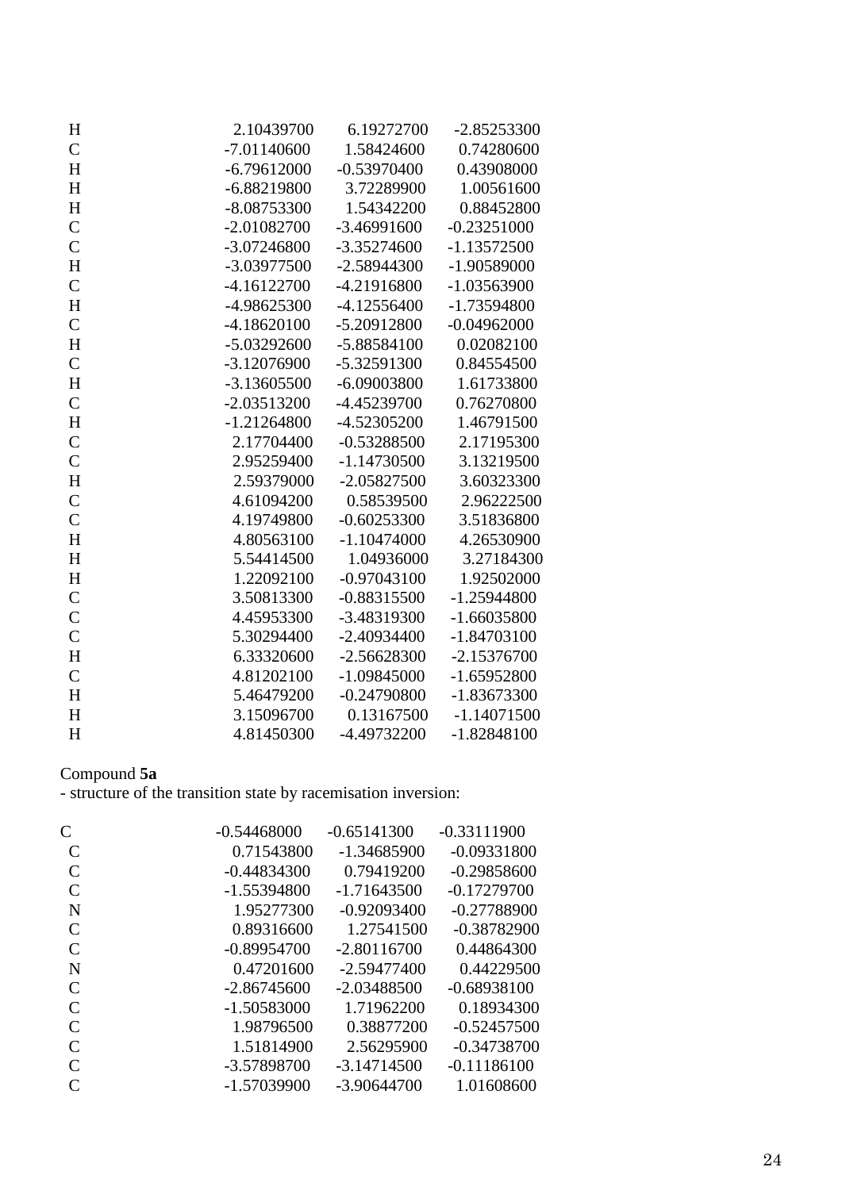| | | | |
|---|---|---|---|
| H | 2.10439700 | 6.19272700 | -2.85253300 |
| C | -7.01140600 | 1.58424600 | 0.74280600 |
| H | -6.79612000 | -0.53970400 | 0.43908000 |
| H | -6.88219800 | 3.72289900 | 1.00561600 |
| H | -8.08753300 | 1.54342200 | 0.88452800 |
| C | -2.01082700 | -3.46991600 | -0.23251000 |
| C | -3.07246800 | -3.35274600 | -1.13572500 |
| H | -3.03977500 | -2.58944300 | -1.90589000 |
| C | -4.16122700 | -4.21916800 | -1.03563900 |
| H | -4.98625300 | -4.12556400 | -1.73594800 |
| C | -4.18620100 | -5.20912800 | -0.04962000 |
| H | -5.03292600 | -5.88584100 | 0.02082100 |
| C | -3.12076900 | -5.32591300 | 0.84554500 |
| H | -3.13605500 | -6.09003800 | 1.61733800 |
| C | -2.03513200 | -4.45239700 | 0.76270800 |
| H | -1.21264800 | -4.52305200 | 1.46791500 |
| C | 2.17704400 | -0.53288500 | 2.17195300 |
| C | 2.95259400 | -1.14730500 | 3.13219500 |
| H | 2.59379000 | -2.05827500 | 3.60323300 |
| C | 4.61094200 | 0.58539500 | 2.96222500 |
| C | 4.19749800 | -0.60253300 | 3.51836800 |
| H | 4.80563100 | -1.10474000 | 4.26530900 |
| H | 5.54414500 | 1.04936000 | 3.27184300 |
| H | 1.22092100 | -0.97043100 | 1.92502000 |
| C | 3.50813300 | -0.88315500 | -1.25944800 |
| C | 4.45953300 | -3.48319300 | -1.66035800 |
| C | 5.30294400 | -2.40934400 | -1.84703100 |
| H | 6.33320600 | -2.56628300 | -2.15376700 |
| C | 4.81202100 | -1.09845000 | -1.65952800 |
| H | 5.46479200 | -0.24790800 | -1.83673300 |
| H | 3.15096700 | 0.13167500 | -1.14071500 |
| H | 4.81450300 | -4.49732200 | -1.82848100 |

Compound **5a**
- structure of the transition state by racemisation inversion:

| | | | |
|---|---|---|---|
| C | -0.54468000 | -0.65141300 | -0.33111900 |
| C | 0.71543800 | -1.34685900 | -0.09331800 |
| C | -0.44834300 | 0.79419200 | -0.29858600 |
| C | -1.55394800 | -1.71643500 | -0.17279700 |
| N | 1.95277300 | -0.92093400 | -0.27788900 |
| C | 0.89316600 | 1.27541500 | -0.38782900 |
| C | -0.89954700 | -2.80116700 | 0.44864300 |
| N | 0.47201600 | -2.59477400 | 0.44229500 |
| C | -2.86745600 | -2.03488500 | -0.68938100 |
| C | -1.50583000 | 1.71962200 | 0.18934300 |
| C | 1.98796500 | 0.38877200 | -0.52457500 |
| C | 1.51814900 | 2.56295900 | -0.34738700 |
| C | -3.57898700 | -3.14714500 | -0.11186100 |
| C | -1.57039900 | -3.90644700 | 1.01608600 |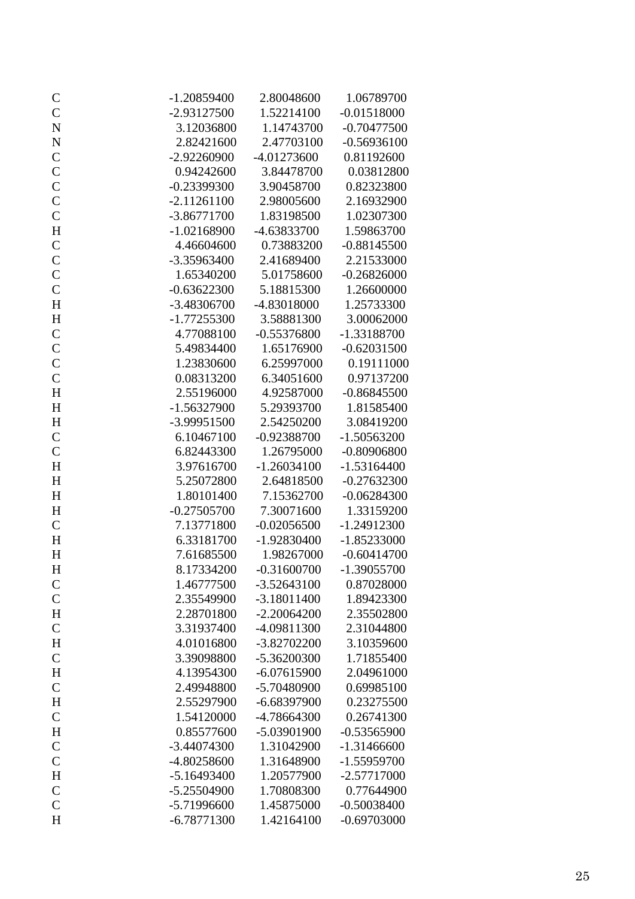| | | | |
|---|---|---|---|
| C | -1.20859400 | 2.80048600 | 1.06789700 |
| C | -2.93127500 | 1.52214100 | -0.01518000 |
| N | 3.12036800 | 1.14743700 | -0.70477500 |
| N | 2.82421600 | 2.47703100 | -0.56936100 |
| C | -2.92260900 | -4.01273600 | 0.81192600 |
| C | 0.94242600 | 3.84478700 | 0.03812800 |
| C | -0.23399300 | 3.90458700 | 0.82323800 |
| C | -2.11261100 | 2.98005600 | 2.16932900 |
| C | -3.86771700 | 1.83198500 | 1.02307300 |
| H | -1.02168900 | -4.63833700 | 1.59863700 |
| C | 4.46604600 | 0.73883200 | -0.88145500 |
| C | -3.35963400 | 2.41689400 | 2.21533000 |
| C | 1.65340200 | 5.01758600 | -0.26826000 |
| C | -0.63622300 | 5.18815300 | 1.26600000 |
| H | -3.48306700 | -4.83018000 | 1.25733300 |
| H | -1.77255300 | 3.58881300 | 3.00062000 |
| C | 4.77088100 | -0.55376800 | -1.33188700 |
| C | 5.49834400 | 1.65176900 | -0.62031500 |
| C | 1.23830600 | 6.25997000 | 0.19111000 |
| C | 0.08313200 | 6.34051600 | 0.97137200 |
| H | 2.55196000 | 4.92587000 | -0.86845500 |
| H | -1.56327900 | 5.29393700 | 1.81585400 |
| H | -3.99951500 | 2.54250200 | 3.08419200 |
| C | 6.10467100 | -0.92388700 | -1.50563200 |
| C | 6.82443300 | 1.26795000 | -0.80906800 |
| H | 3.97616700 | -1.26034100 | -1.53164400 |
| H | 5.25072800 | 2.64818500 | -0.27632300 |
| H | 1.80101400 | 7.15362700 | -0.06284300 |
| H | -0.27505700 | 7.30071600 | 1.33159200 |
| C | 7.13771800 | -0.02056500 | -1.24912300 |
| H | 6.33181700 | -1.92830400 | -1.85233000 |
| H | 7.61685500 | 1.98267000 | -0.60414700 |
| H | 8.17334200 | -0.31600700 | -1.39055700 |
| C | 1.46777500 | -3.52643100 | 0.87028000 |
| C | 2.35549900 | -3.18011400 | 1.89423300 |
| H | 2.28701800 | -2.20064200 | 2.35502800 |
| C | 3.31937400 | -4.09811300 | 2.31044800 |
| H | 4.01016800 | -3.82702200 | 3.10359600 |
| C | 3.39098800 | -5.36200300 | 1.71855400 |
| H | 4.13954300 | -6.07615900 | 2.04961000 |
| C | 2.49948800 | -5.70480900 | 0.69985100 |
| H | 2.55297900 | -6.68397900 | 0.23275500 |
| C | 1.54120000 | -4.78664300 | 0.26741300 |
| H | 0.85577600 | -5.03901900 | -0.53565900 |
| C | -3.44074300 | 1.31042900 | -1.31466600 |
| C | -4.80258600 | 1.31648900 | -1.55959700 |
| H | -5.16493400 | 1.20577900 | -2.57717000 |
| C | -5.25504900 | 1.70808300 | 0.77644900 |
| C | -5.71996600 | 1.45875000 | -0.50038400 |
| H | -6.78771300 | 1.42164100 | -0.69703000 |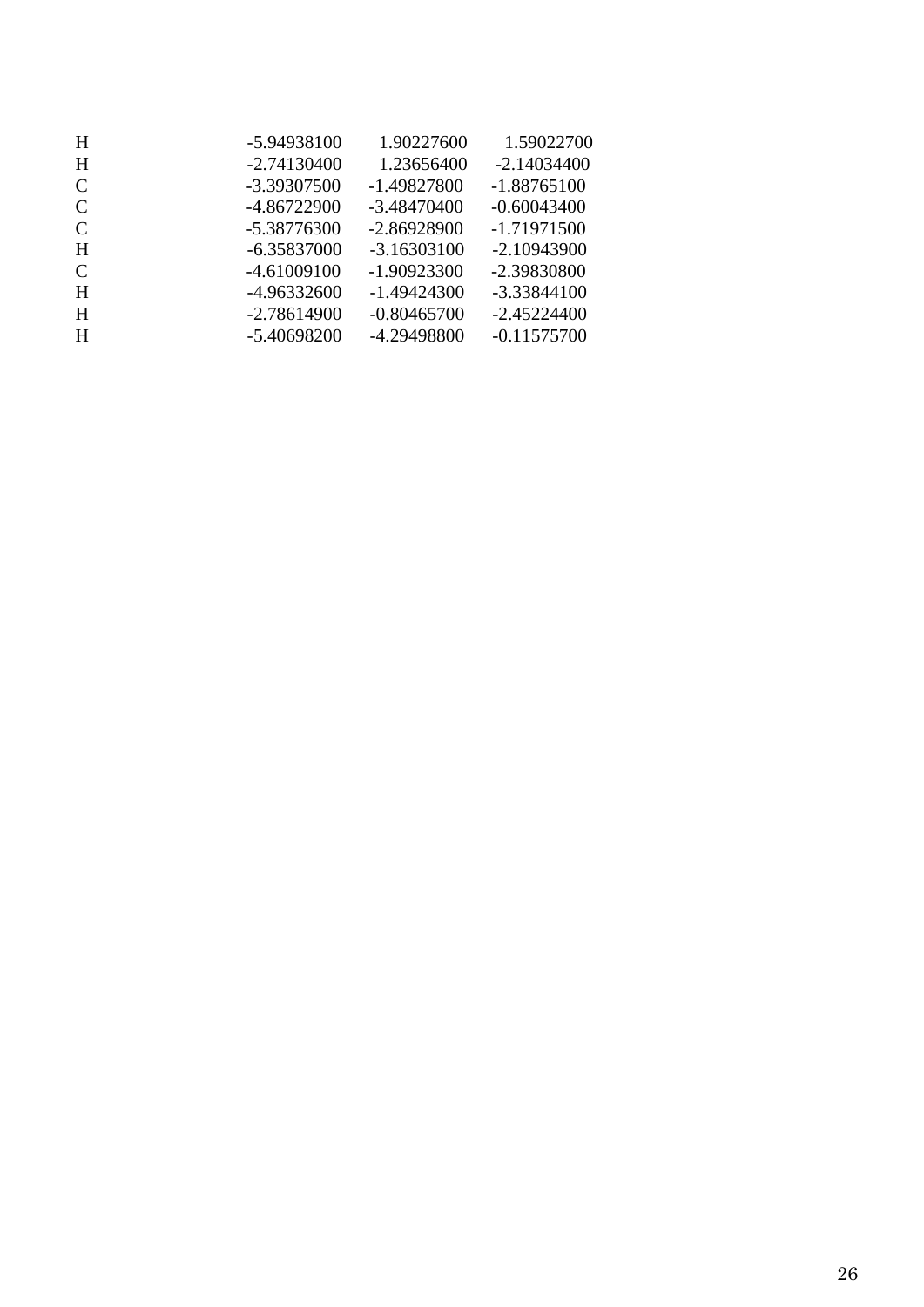| | | | |
|---|---|---|---|
| H | -5.94938100 | 1.90227600 | 1.59022700 |
| H | -2.74130400 | 1.23656400 | -2.14034400 |
| C | -3.39307500 | -1.49827800 | -1.88765100 |
| C | -4.86722900 | -3.48470400 | -0.60043400 |
| C | -5.38776300 | -2.86928900 | -1.71971500 |
| H | -6.35837000 | -3.16303100 | -2.10943900 |
| C | -4.61009100 | -1.90923300 | -2.39830800 |
| H | -4.96332600 | -1.49424300 | -3.33844100 |
| H | -2.78614900 | -0.80465700 | -2.45224400 |
| H | -5.40698200 | -4.29498800 | -0.11575700 |